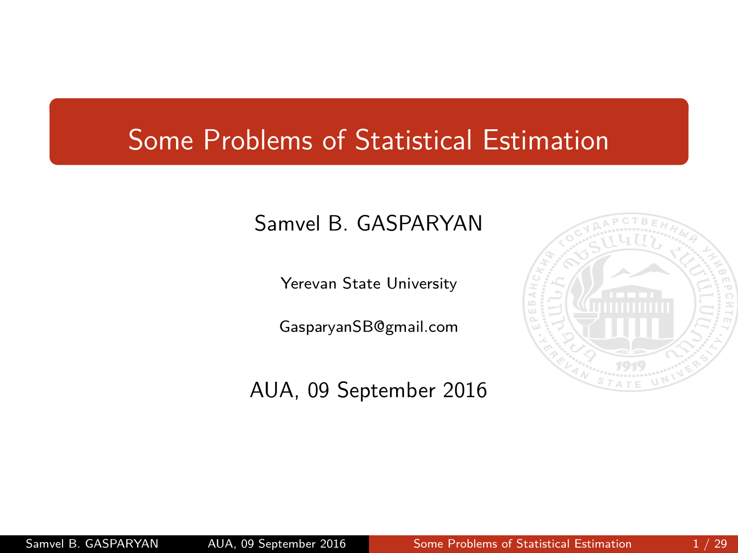# Some Problems of Statistical Estimation

Samvel B. GASPARYAN

Yerevan State University

GasparyanSB@gmail.com

AUA, 09 September 2016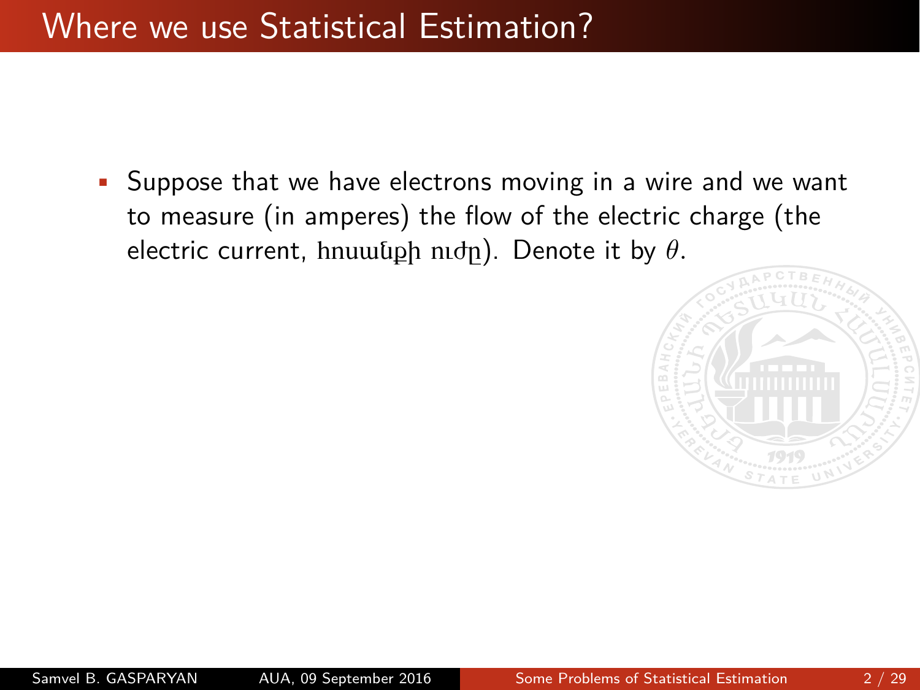# Where we use Statistical Estimation?

- Suppose that we have electrons moving in a wire and we want to measure (in amperes) the flow of the electric charge (the electric current, հոսանքի ուժը). Denote it by $\theta$.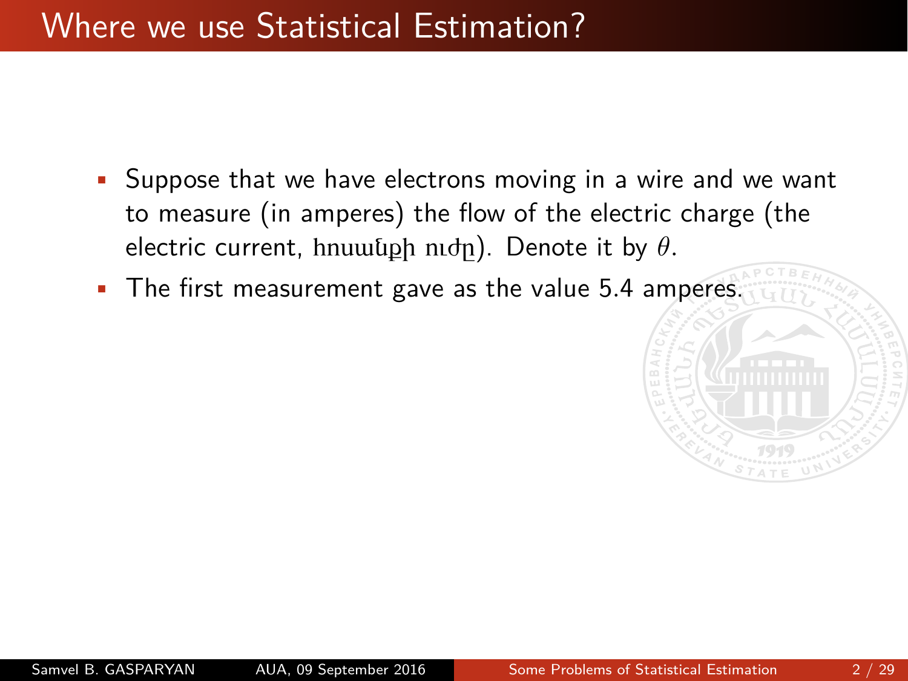# Where we use Statistical Estimation?

- Suppose that we have electrons moving in a wire and we want to measure (in amperes) the flow of the electric charge (the electric current, հոսանքի ուժը). Denote it by $\theta$.
- The first measurement gave as the value 5.4 amperes.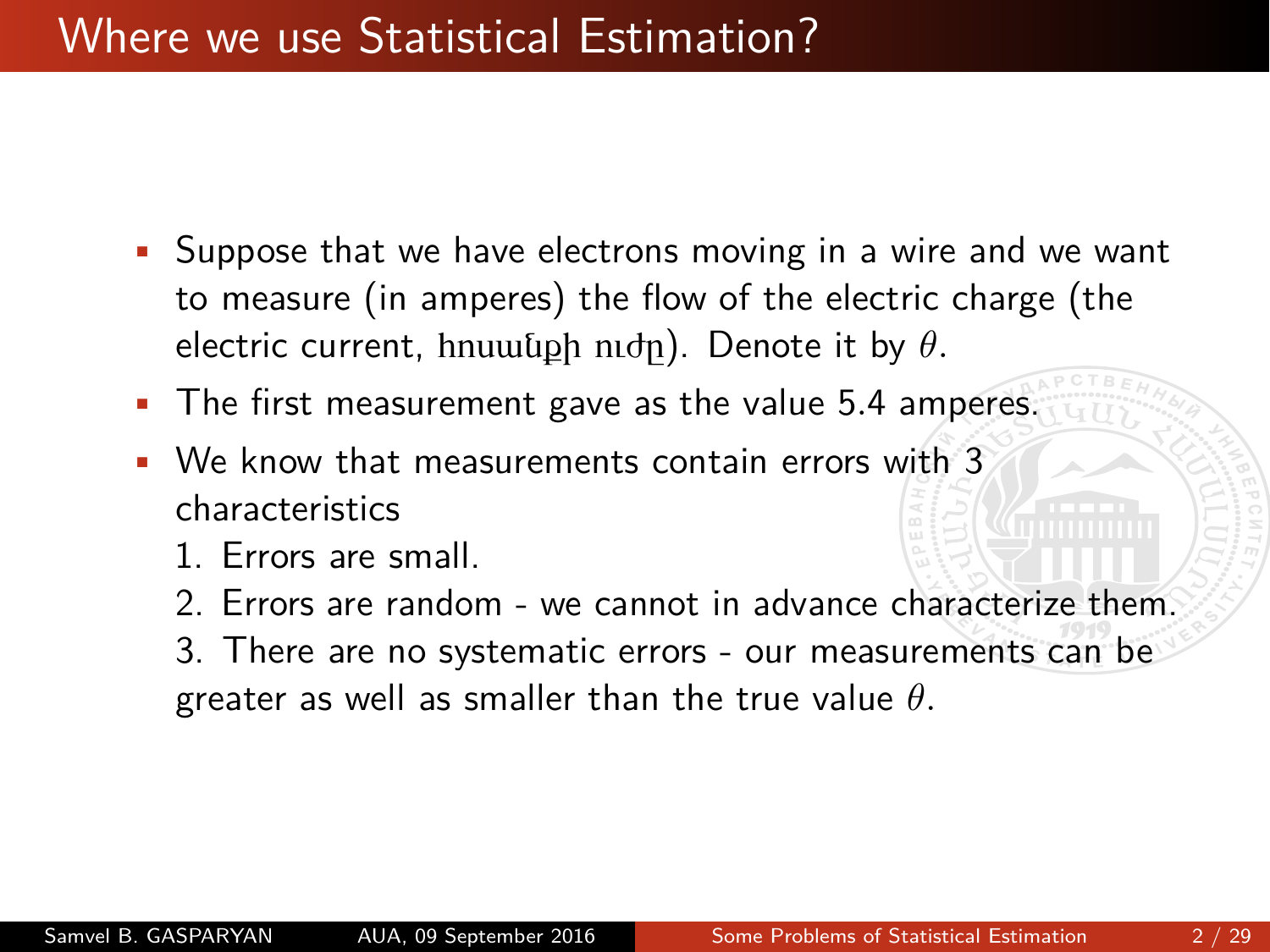# Where we use Statistical Estimation?

- Suppose that we have electrons moving in a wire and we want to measure (in amperes) the flow of the electric charge (the electric current, հոսանքի ուժը). Denote it by $\theta$.
- The first measurement gave as the value 5.4 amperes.
- We know that measurements contain errors with 3 characteristics
  1. Errors are small.
  2. Errors are random - we cannot in advance characterize them.
  3. There are no systematic errors - our measurements can be greater as well as smaller than the true value $\theta$.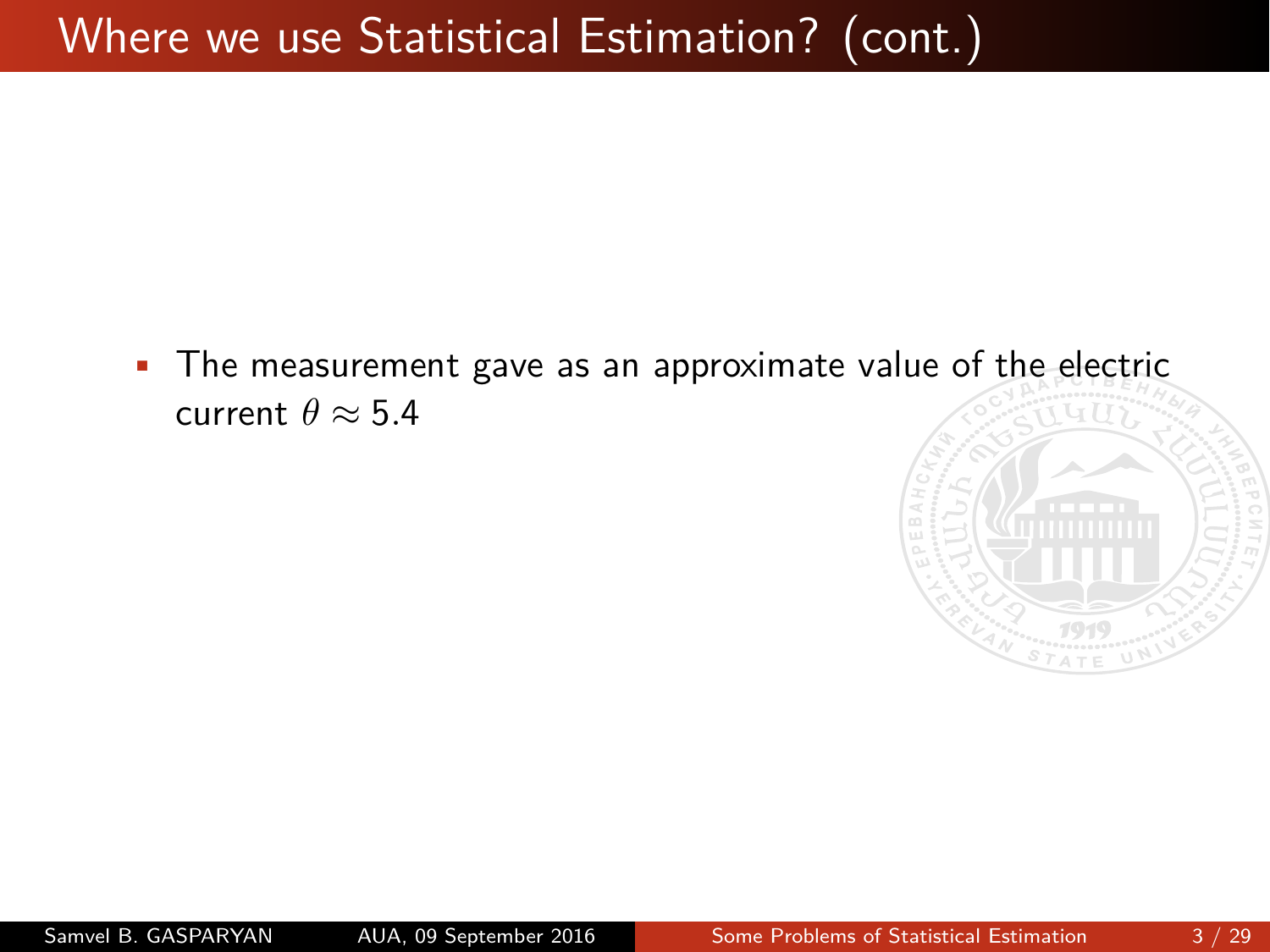# Where we use Statistical Estimation? (cont.)

- The measurement gave as an approximate value of the electric current $\theta \approx 5.4$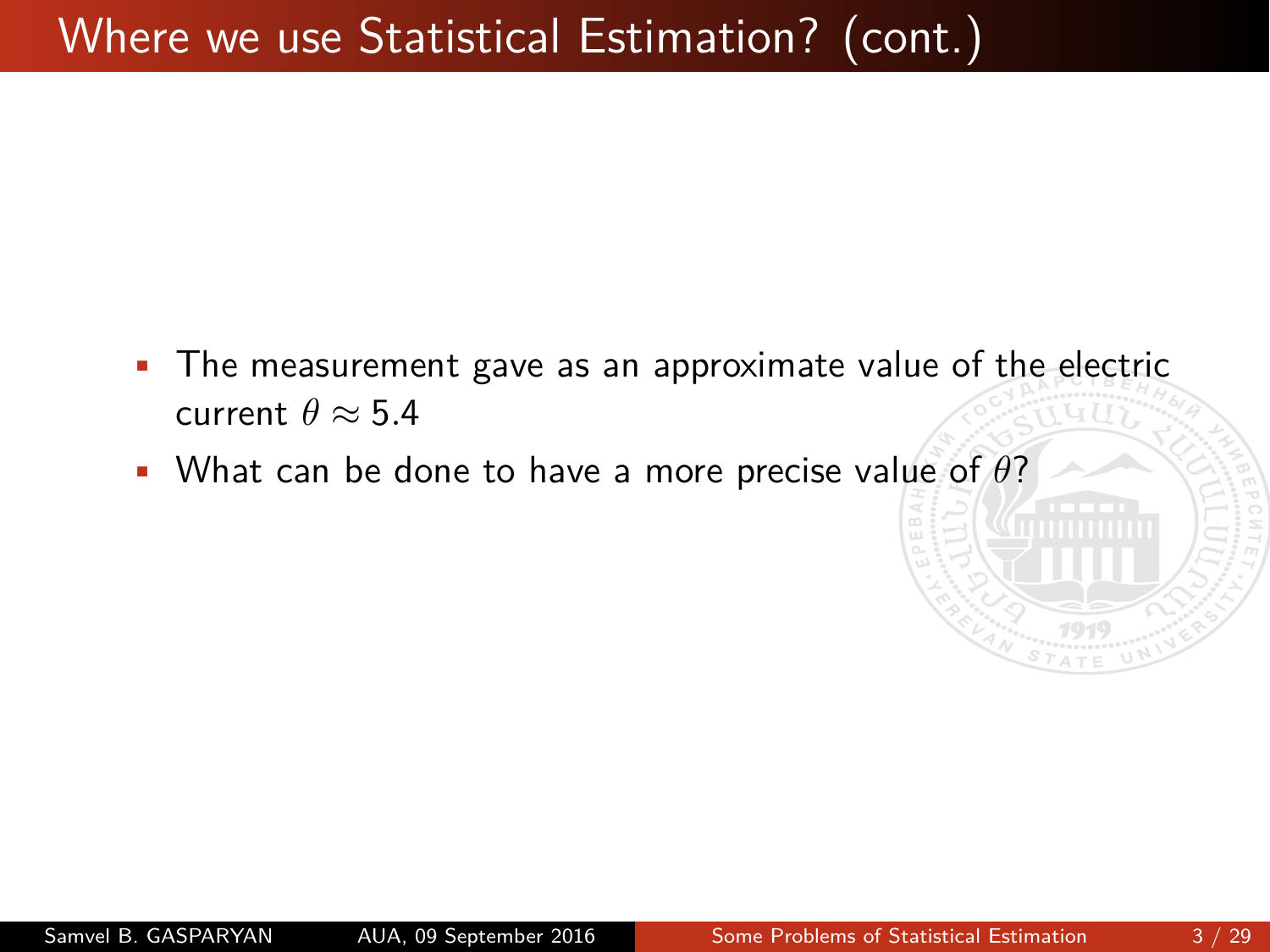# Where we use Statistical Estimation? (cont.)

- The measurement gave as an approximate value of the electric current $\theta \approx 5.4$
- What can be done to have a more precise value of $\theta$?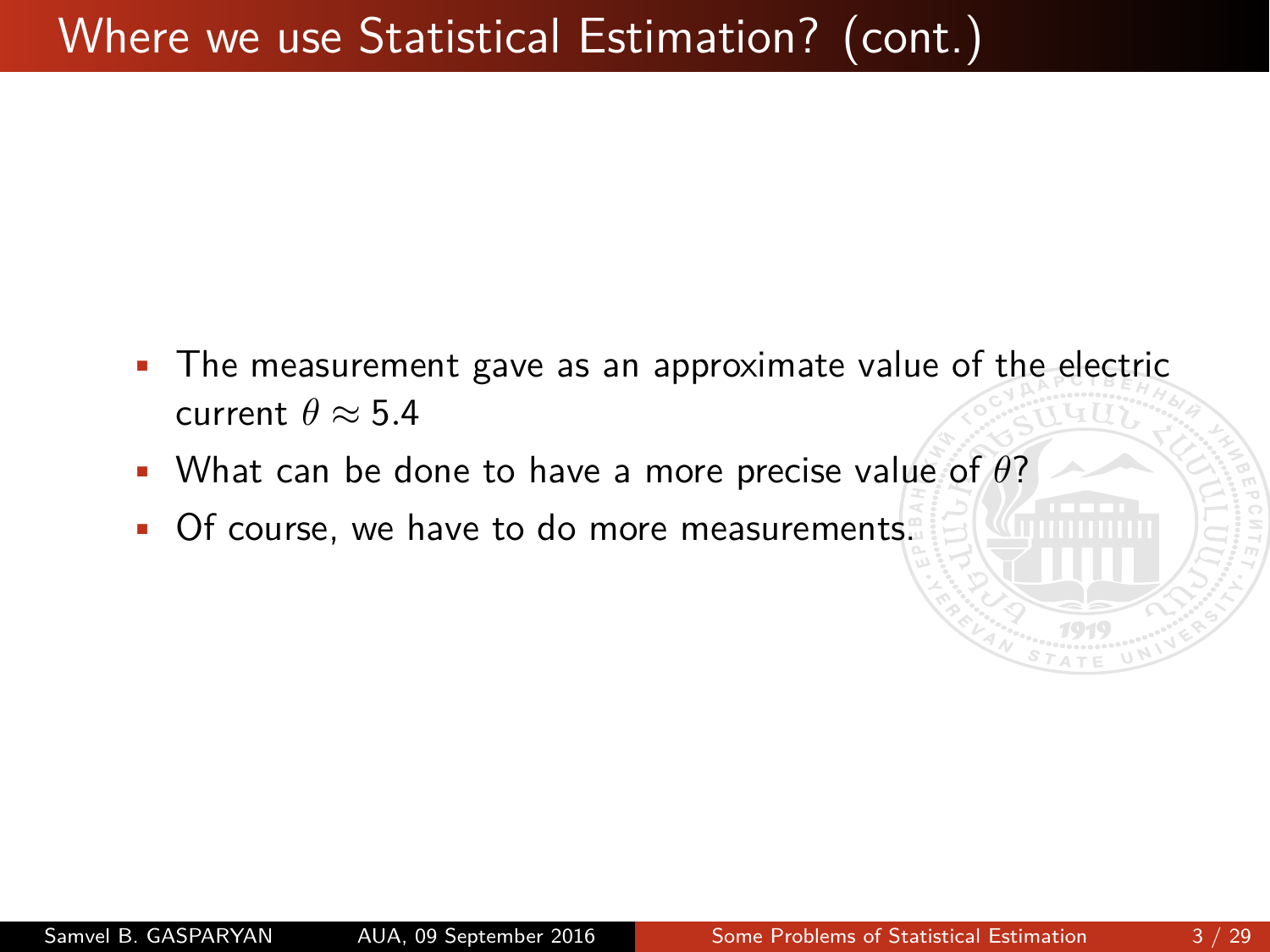# Where we use Statistical Estimation? (cont.)

- The measurement gave as an approximate value of the electric current $\theta \approx 5.4$
- What can be done to have a more precise value of $\theta$?
- Of course, we have to do more measurements.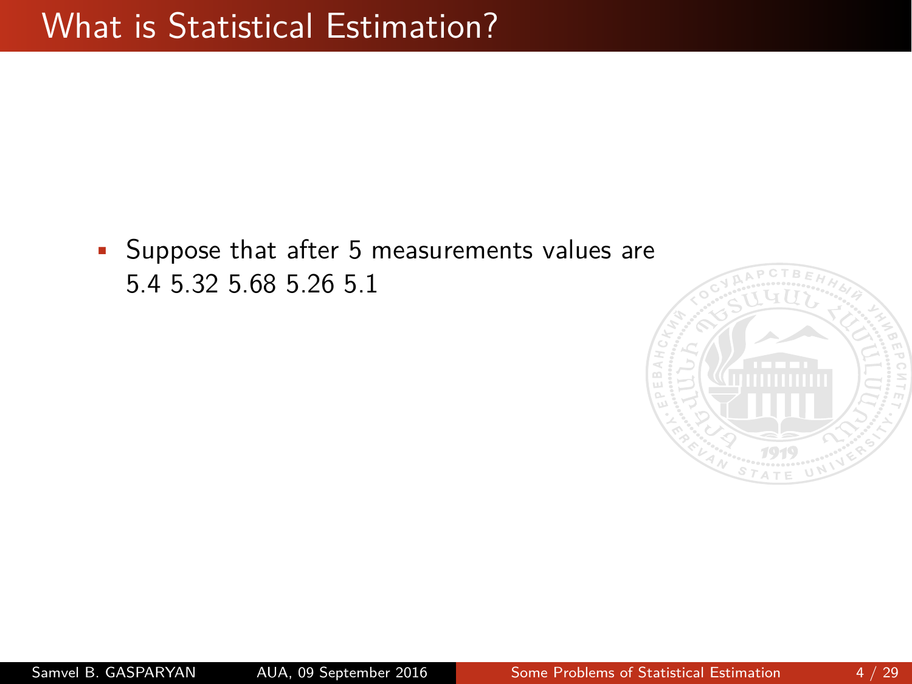# What is Statistical Estimation?

- Suppose that after 5 measurements values are
  5.4 5.32 5.68 5.26 5.1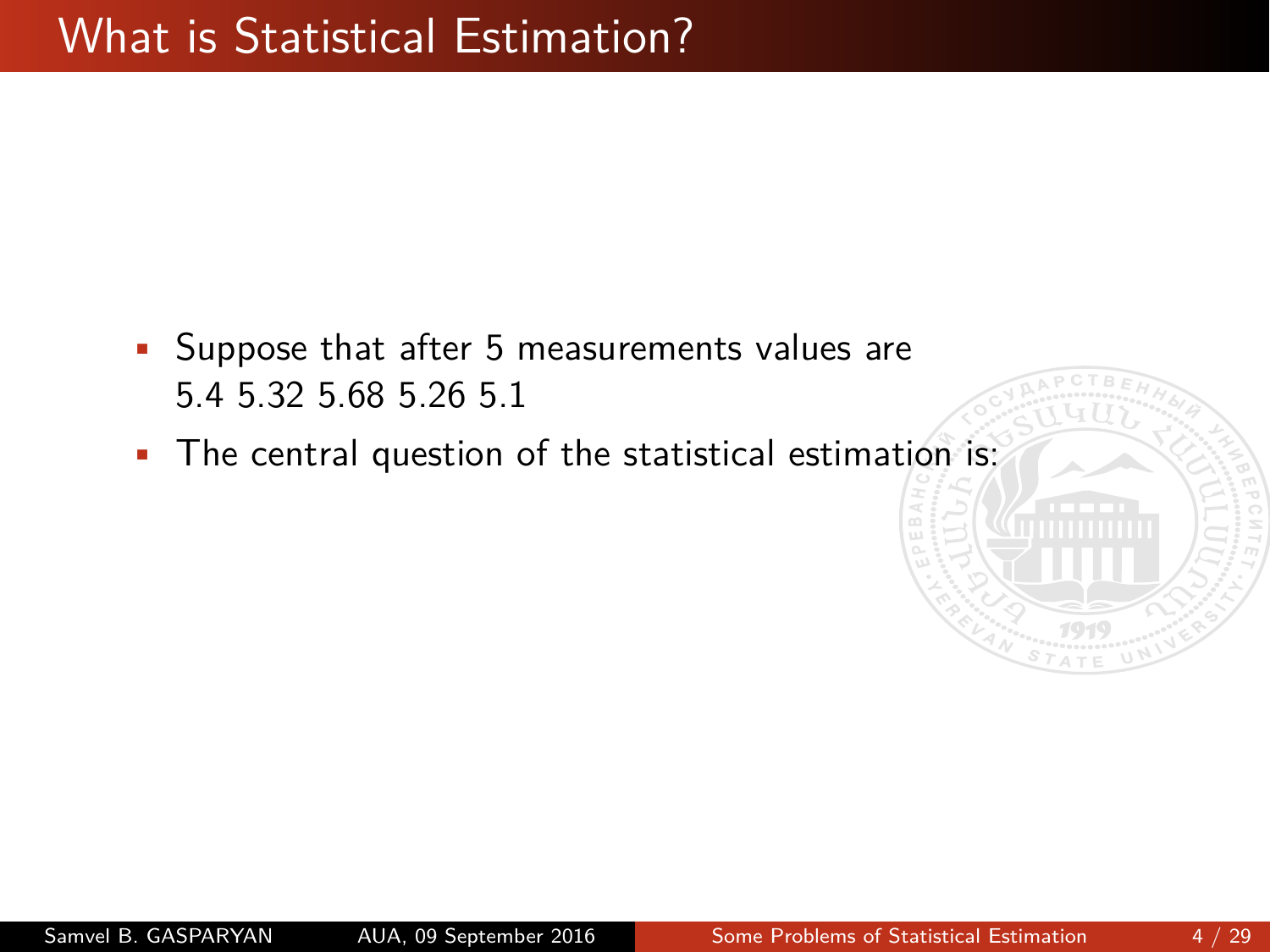# What is Statistical Estimation?

- Suppose that after 5 measurements values are
  5.4 5.32 5.68 5.26 5.1
- The central question of the statistical estimation is: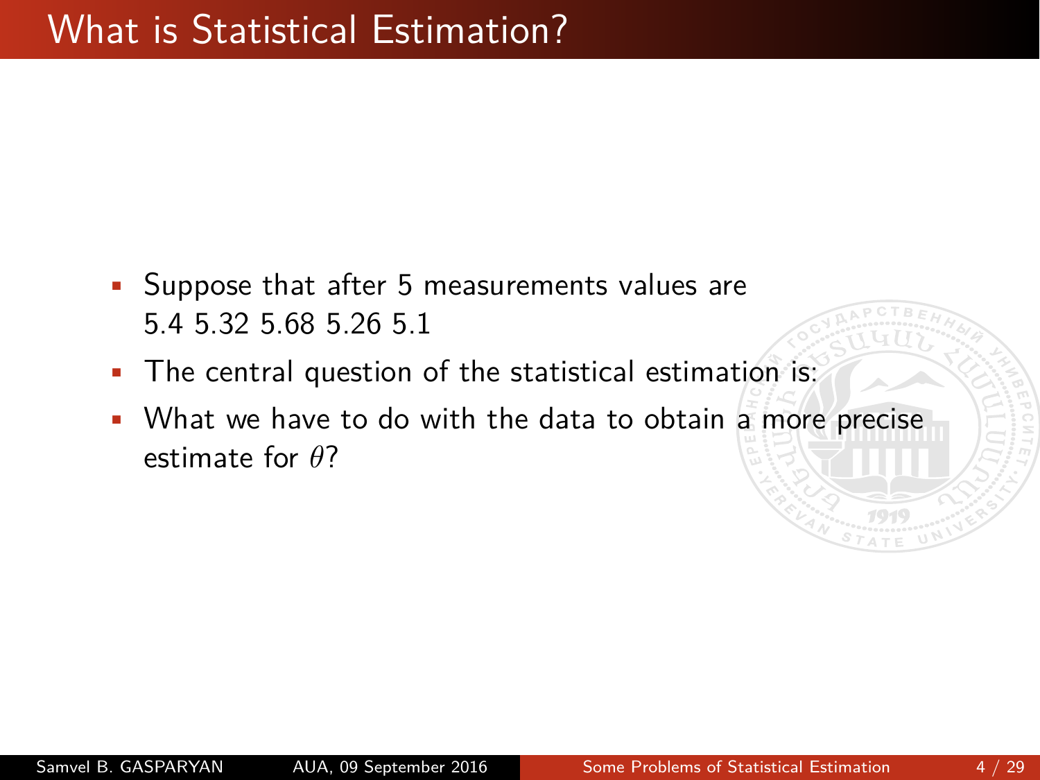# What is Statistical Estimation?

- Suppose that after 5 measurements values are
  5.4 5.32 5.68 5.26 5.1
- The central question of the statistical estimation is:
- What we have to do with the data to obtain a more precise estimate for $\theta$?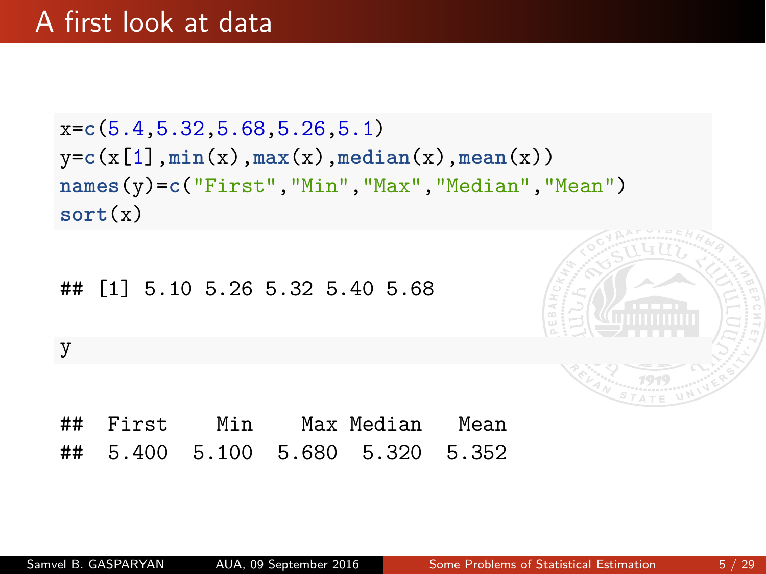# A first look at data

```
x=c(5.4,5.32,5.68,5.26,5.1)
y=c(x[1],min(x),max(x),median(x),mean(x))
names(y)=c("First","Min","Max","Median","Mean")
sort(x)
```

```
## [1] 5.10 5.26 5.32 5.40 5.68
```

```
y
```

```
##  First    Min    Max Median   Mean
##  5.400  5.100  5.680  5.320  5.352
```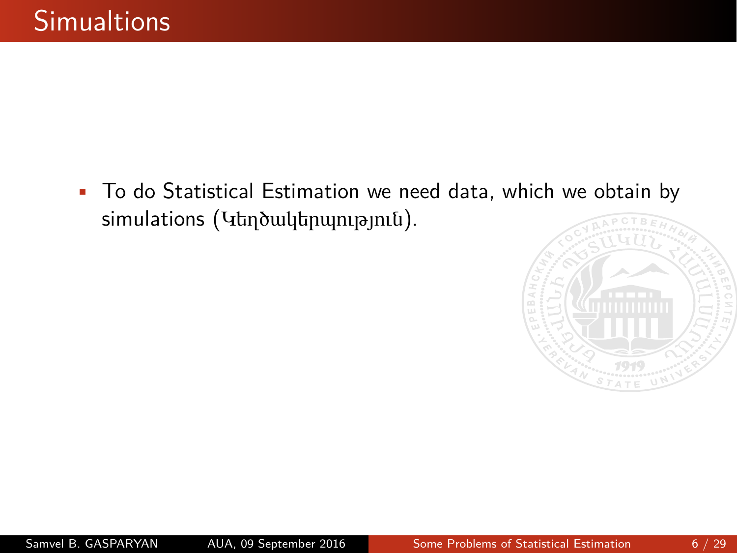# Simualtions

- To do Statistical Estimation we need data, which we obtain by simulations (Կեղծակերպություն).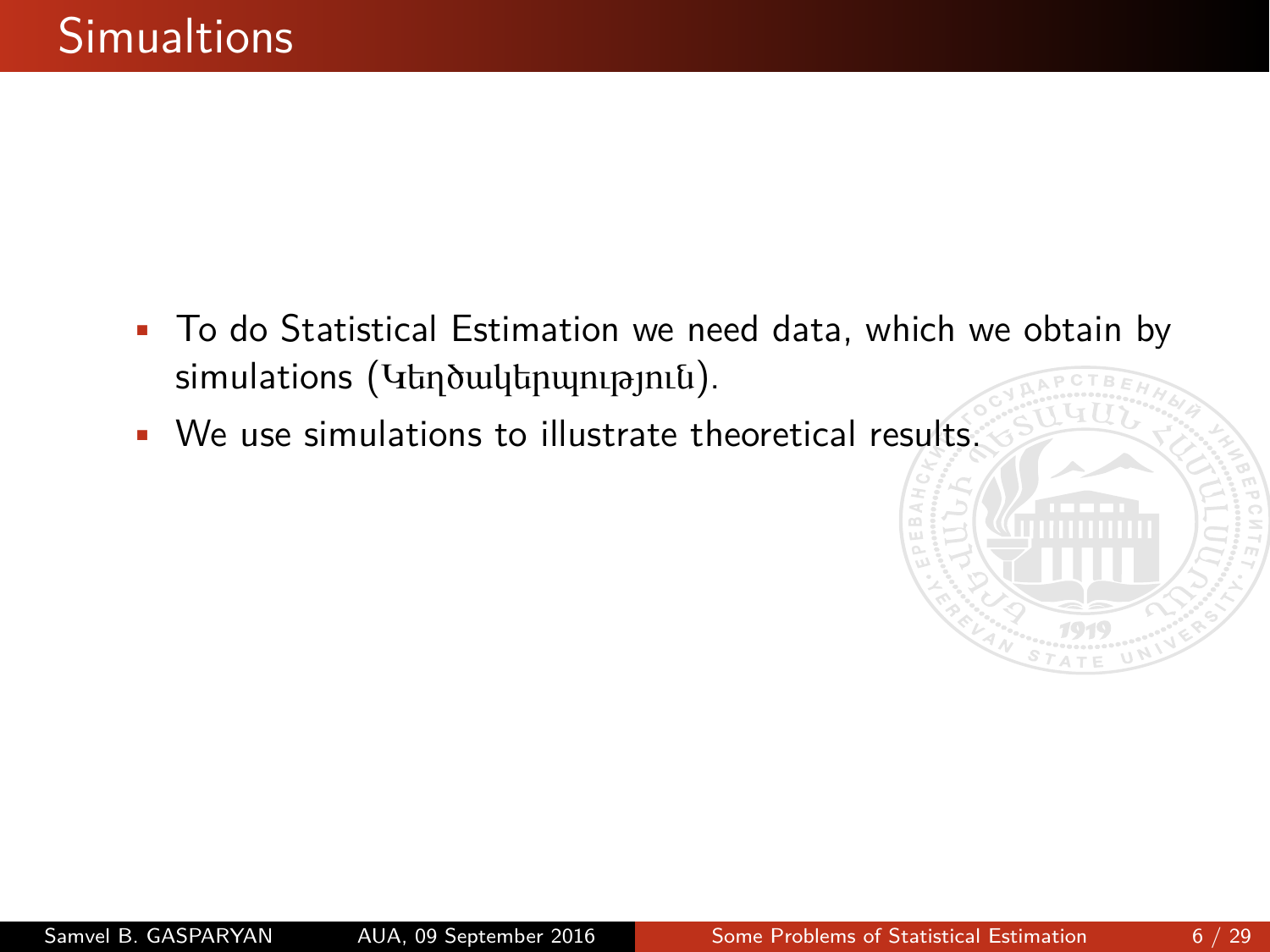# Simualtions

- To do Statistical Estimation we need data, which we obtain by simulations (Կեղծակերպություն).
- We use simulations to illustrate theoretical results.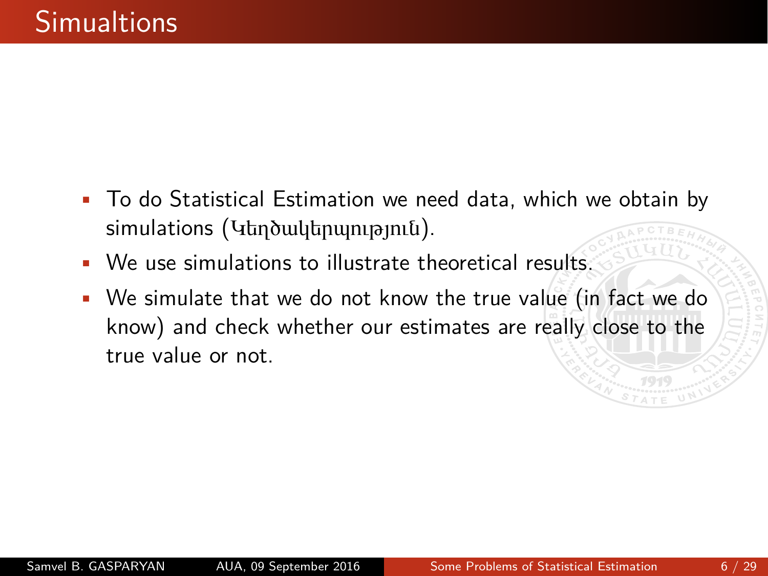# Simualtions

- To do Statistical Estimation we need data, which we obtain by simulations (Կեղծակերպություն).
- We use simulations to illustrate theoretical results.
- We simulate that we do not know the true value (in fact we do know) and check whether our estimates are really close to the true value or not.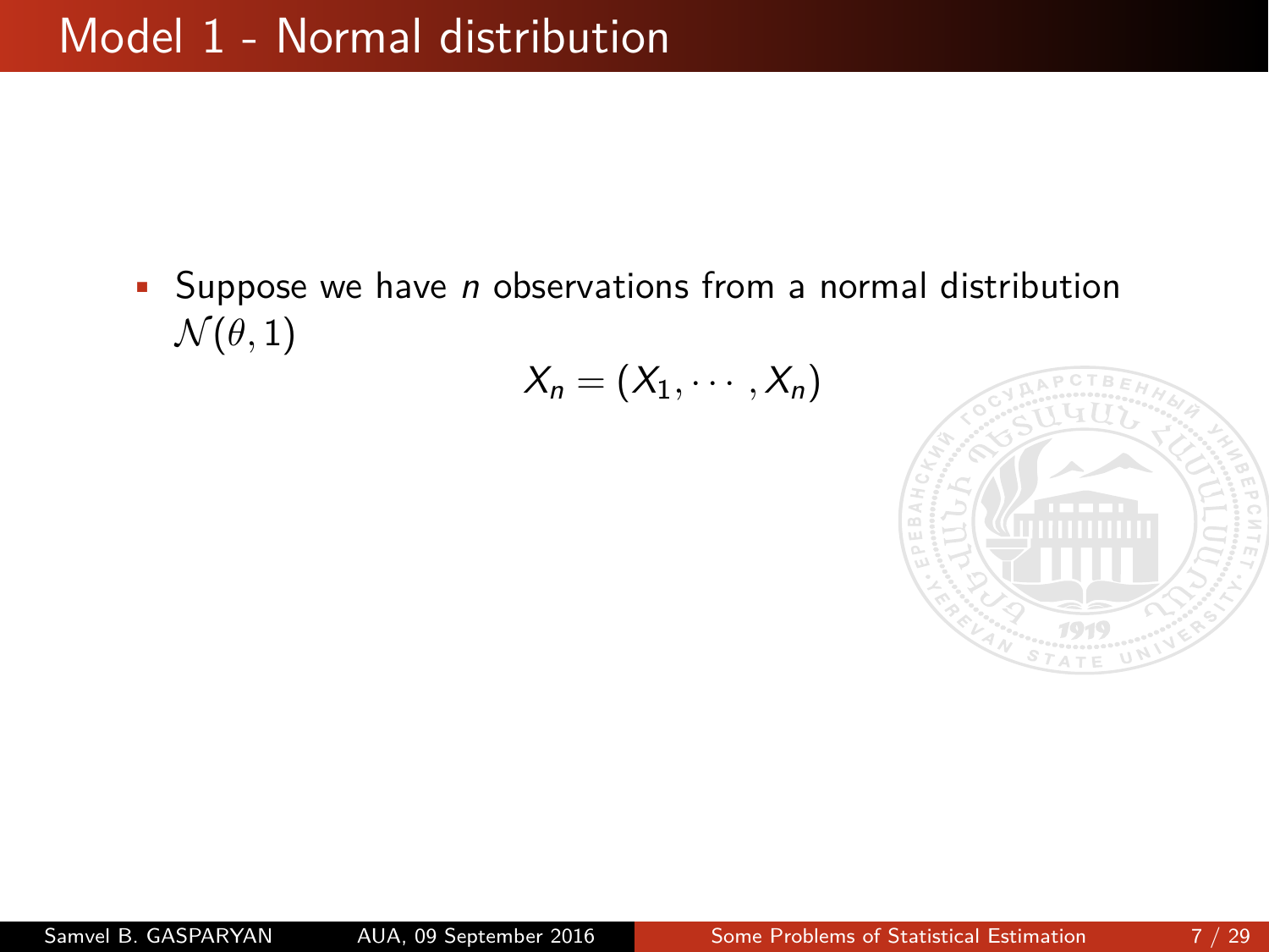# Model 1 - Normal distribution

- Suppose we have $n$ observations from a normal distribution $\mathcal{N}(\theta, 1)$

$$X_n = (X_1, \cdots, X_n)$$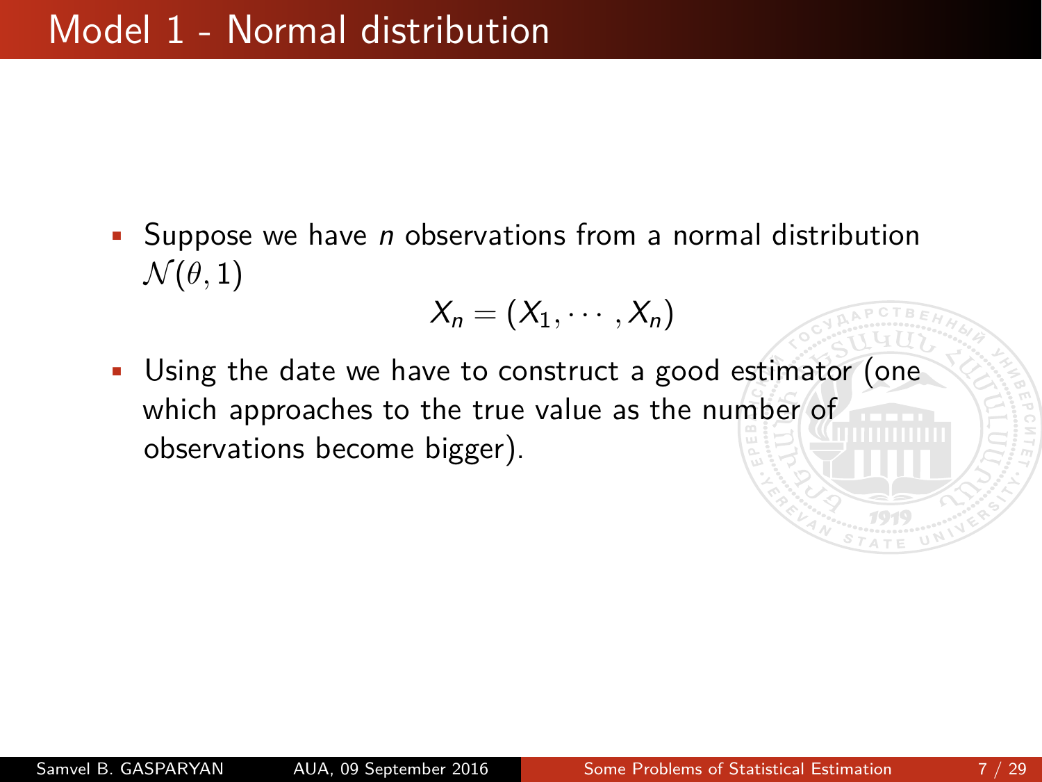# Model 1 - Normal distribution

- Suppose we have $n$ observations from a normal distribution $\mathcal{N}(\theta, 1)$

$$X_n = (X_1, \cdots, X_n)$$

- Using the date we have to construct a good estimator (one which approaches to the true value as the number of observations become bigger).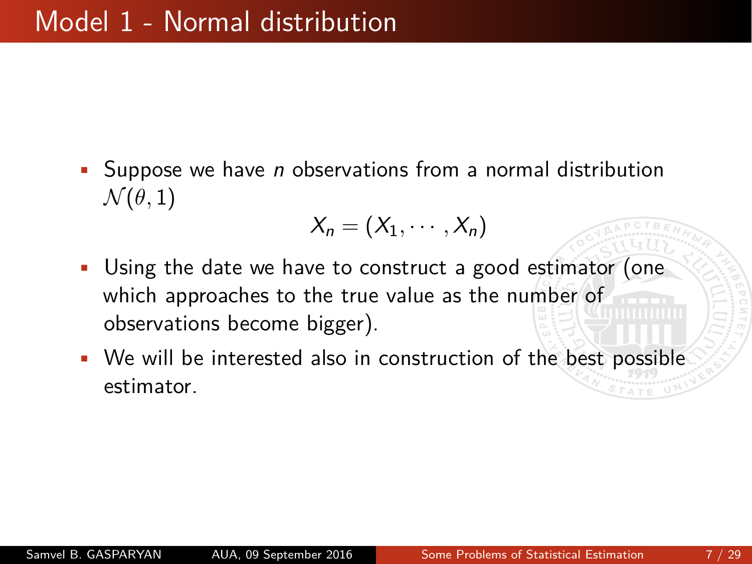# Model 1 - Normal distribution

- Suppose we have $n$ observations from a normal distribution $\mathcal{N}(\theta, 1)$

$$X_n = (X_1, \cdots, X_n)$$

- Using the date we have to construct a good estimator (one which approaches to the true value as the number of observations become bigger).
- We will be interested also in construction of the best possible estimator.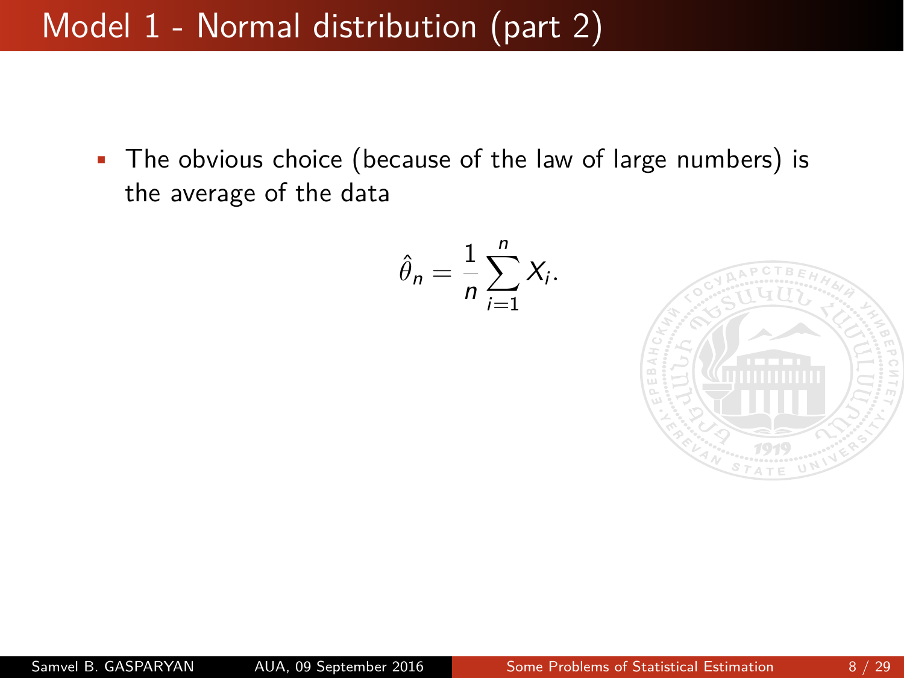# Model 1 - Normal distribution (part 2)

- The obvious choice (because of the law of large numbers) is the average of the data

$$\hat{\theta}_n = \frac{1}{n}\sum_{i=1}^{n} X_i.$$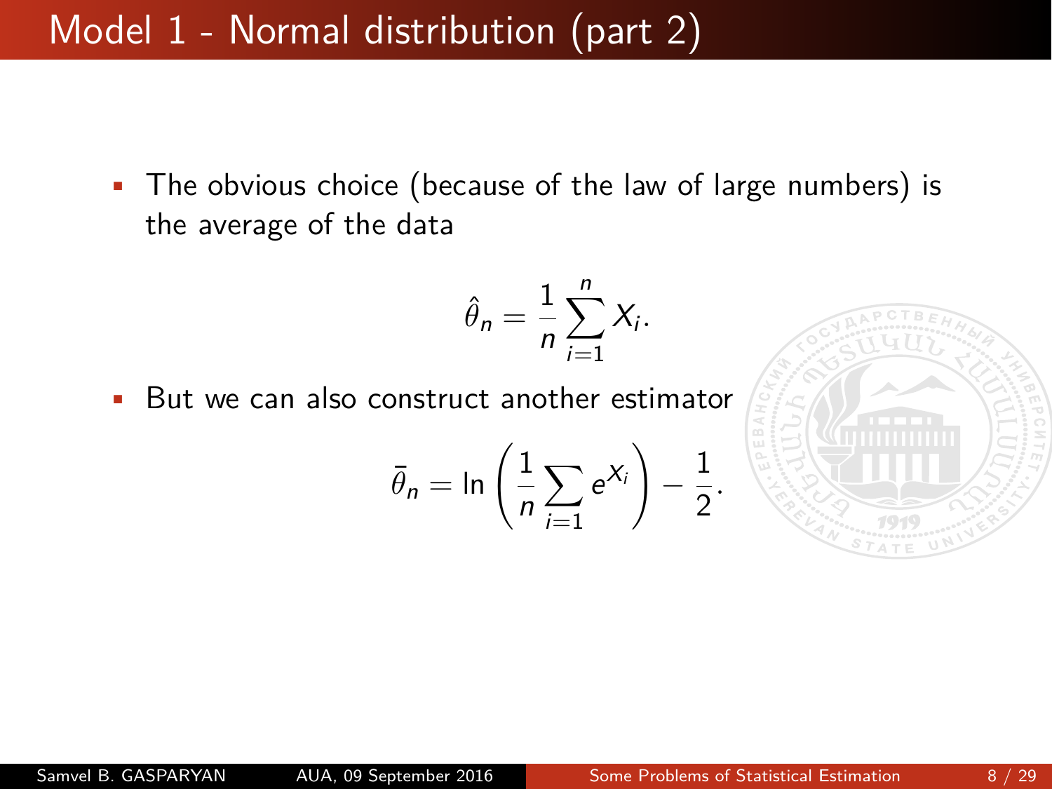# Model 1 - Normal distribution (part 2)

- The obvious choice (because of the law of large numbers) is the average of the data

$$\hat{\theta}_n = \frac{1}{n}\sum_{i=1}^{n} X_i.$$

- But we can also construct another estimator

$$\bar{\theta}_n = \ln\left(\frac{1}{n}\sum_{i=1} e^{X_i}\right) - \frac{1}{2}.$$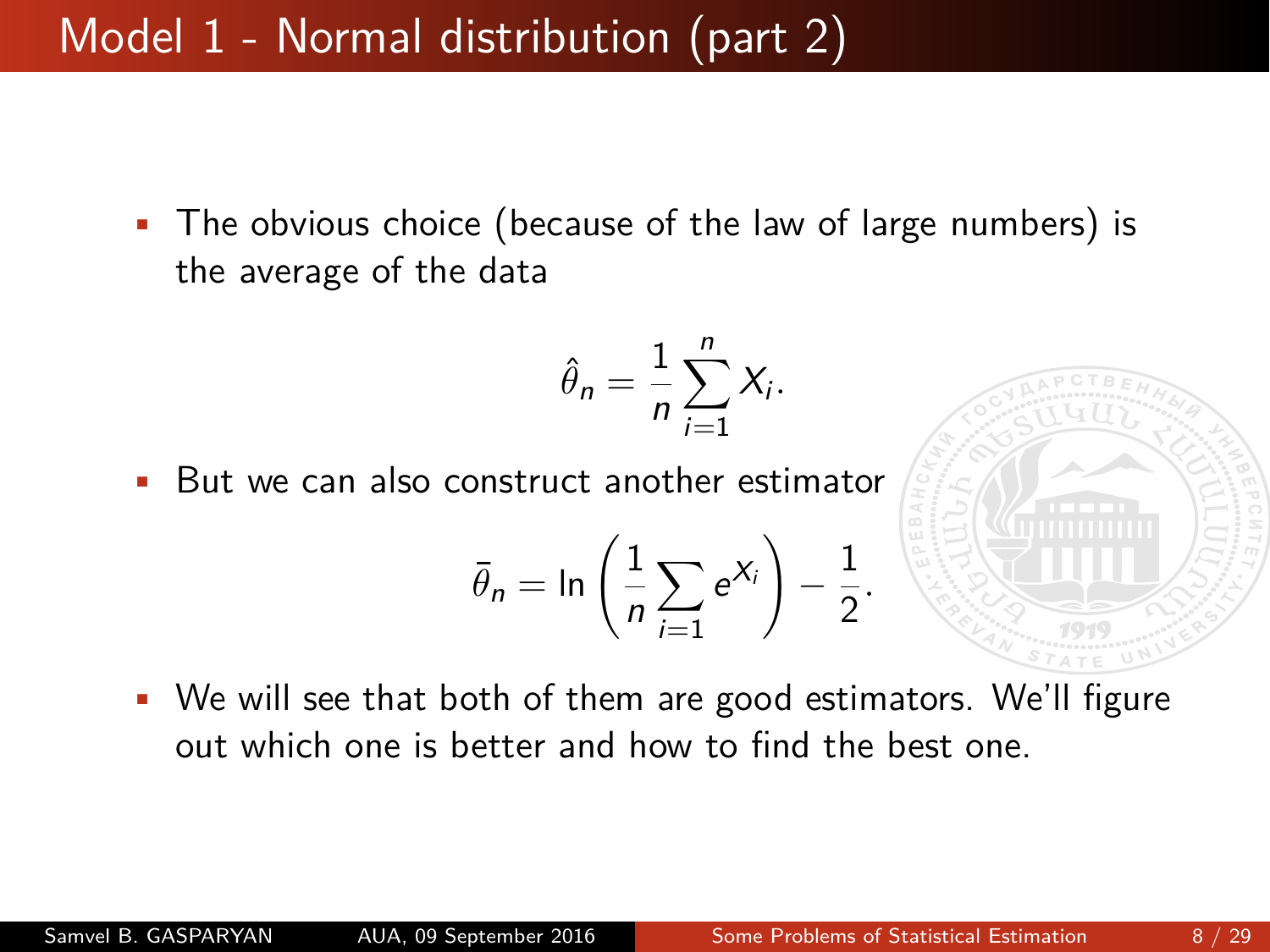# Model 1 - Normal distribution (part 2)

- The obvious choice (because of the law of large numbers) is the average of the data

$$\hat{\theta}_n = \frac{1}{n}\sum_{i=1}^{n} X_i.$$

- But we can also construct another estimator

$$\bar{\theta}_n = \ln\left(\frac{1}{n}\sum_{i=1} e^{X_i}\right) - \frac{1}{2}.$$

- We will see that both of them are good estimators. We'll figure out which one is better and how to find the best one.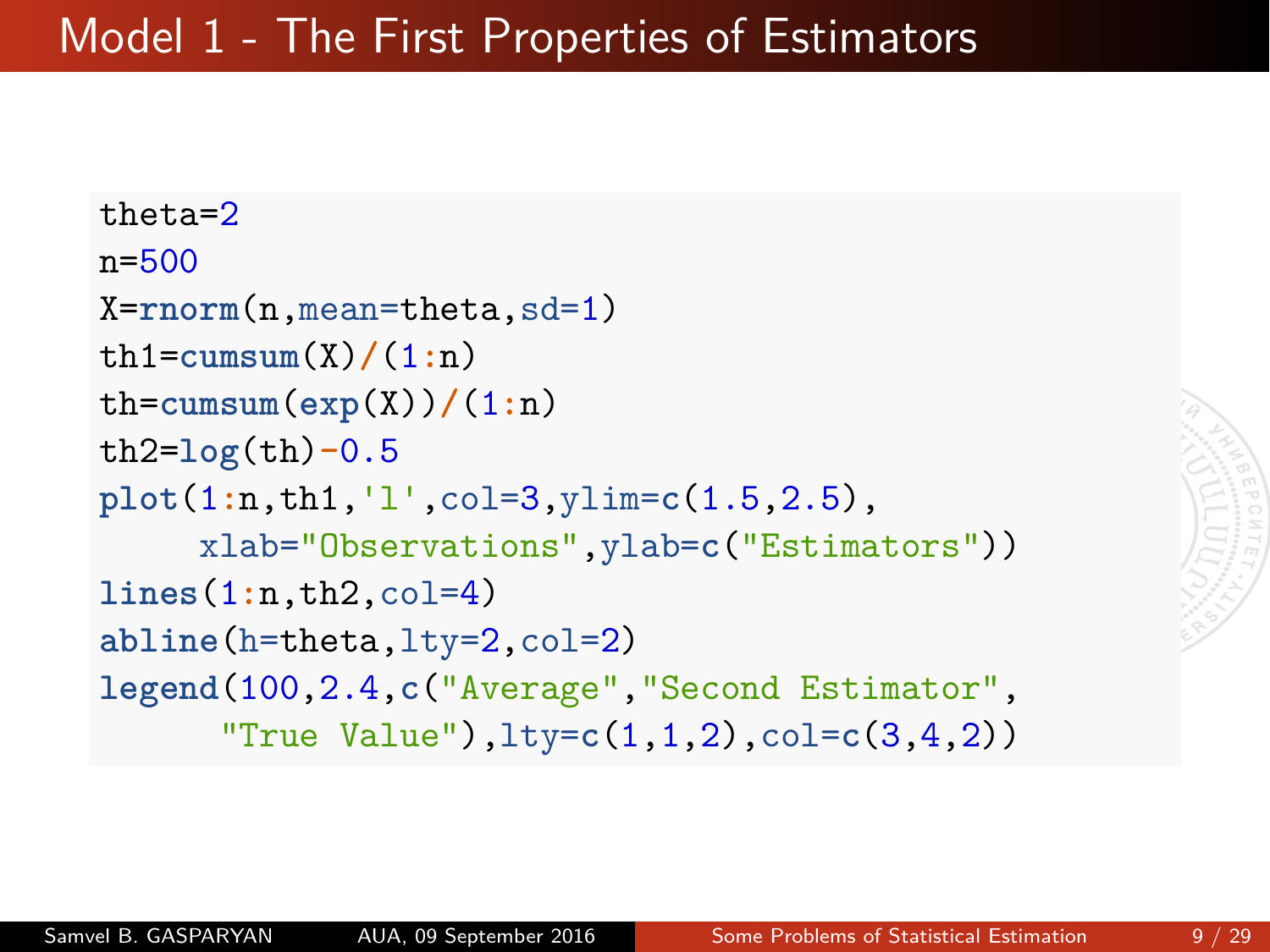# Model 1 - The First Properties of Estimators

```r
theta=2
n=500
X=rnorm(n,mean=theta,sd=1)
th1=cumsum(X)/(1:n)
th=cumsum(exp(X))/(1:n)
th2=log(th)-0.5
plot(1:n,th1,'l',col=3,ylim=c(1.5,2.5),
     xlab="Observations",ylab=c("Estimators"))
lines(1:n,th2,col=4)
abline(h=theta,lty=2,col=2)
legend(100,2.4,c("Average","Second Estimator",
      "True Value"),lty=c(1,1,2),col=c(3,4,2))
```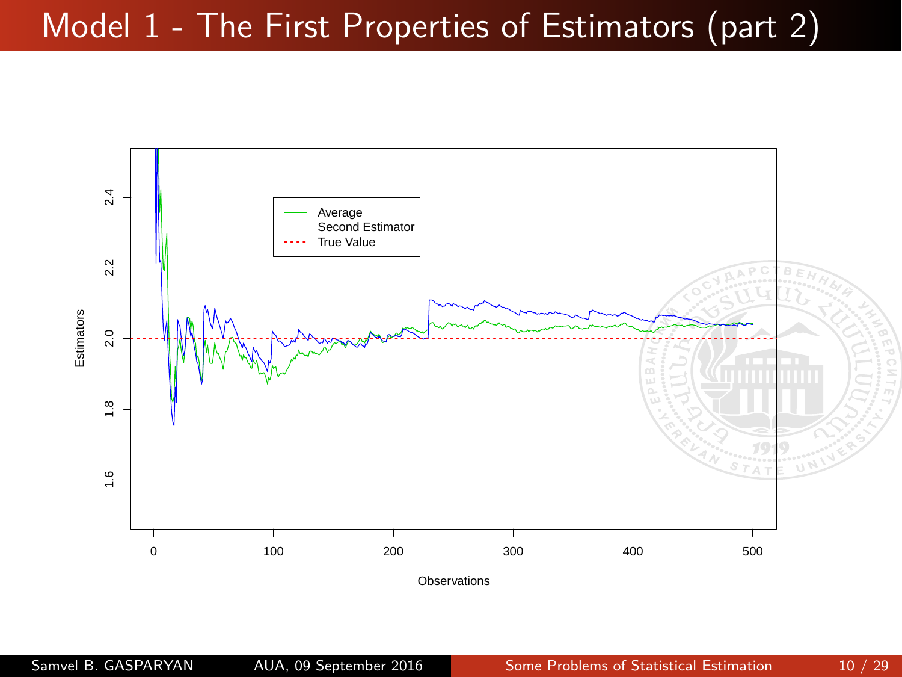# Model 1 - The First Properties of Estimators (part 2)

Average
Second Estimator
True Value

Estimators

1.6
1.8
2.0
2.2
2.4

0
100
200
300
400
500

Observations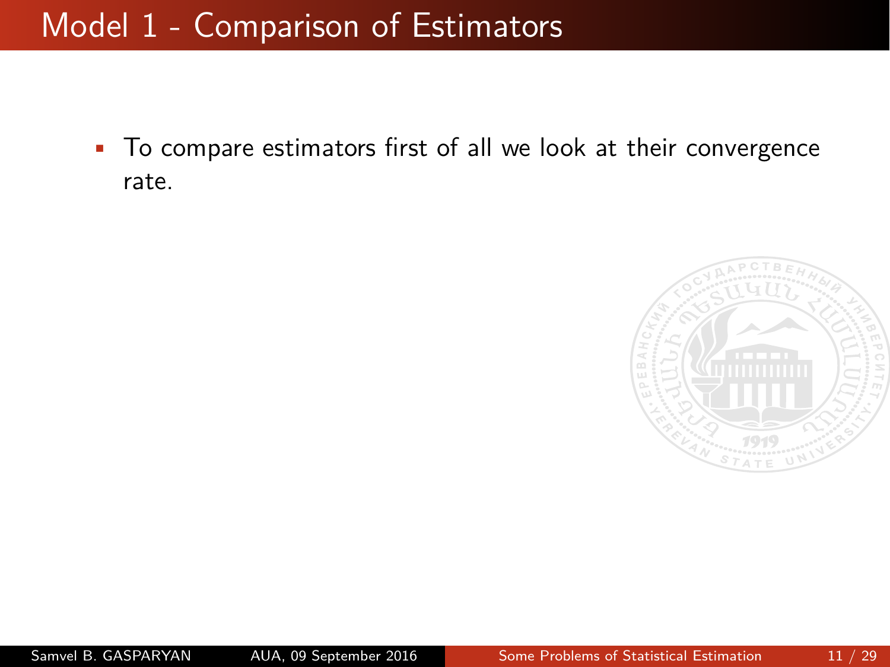# Model 1 - Comparison of Estimators

- To compare estimators first of all we look at their convergence rate.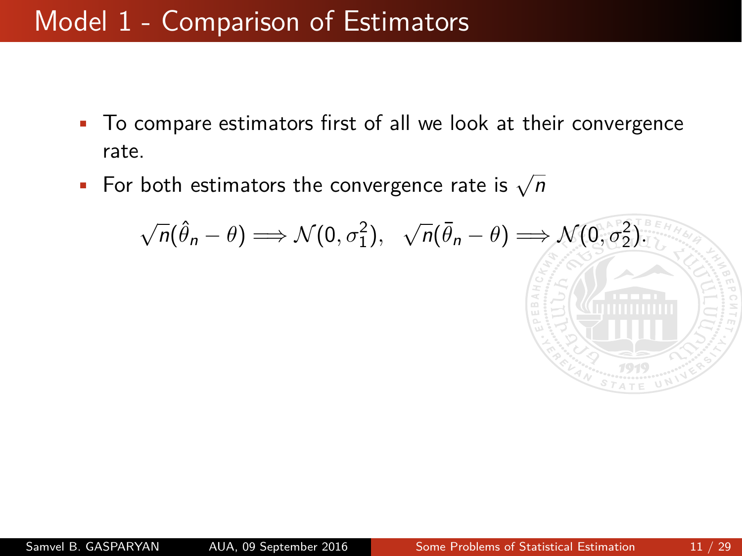# Model 1 - Comparison of Estimators

- To compare estimators first of all we look at their convergence rate.
- For both estimators the convergence rate is $\sqrt{n}$

$$\sqrt{n}(\hat{\theta}_n - \theta) \Longrightarrow \mathcal{N}(0, \sigma_1^2), \quad \sqrt{n}(\bar{\theta}_n - \theta) \Longrightarrow \mathcal{N}(0, \sigma_2^2).$$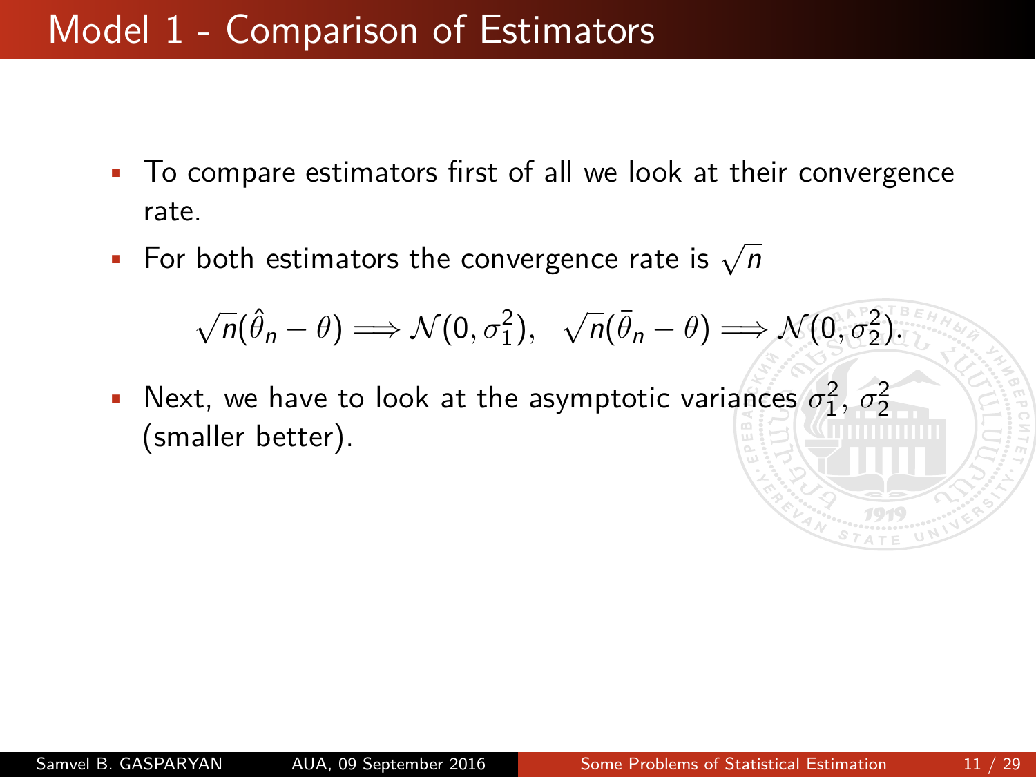# Model 1 - Comparison of Estimators

- To compare estimators first of all we look at their convergence rate.
- For both estimators the convergence rate is $\sqrt{n}$

$$\sqrt{n}(\hat{\theta}_n - \theta) \Longrightarrow \mathcal{N}(0, \sigma_1^2), \quad \sqrt{n}(\bar{\theta}_n - \theta) \Longrightarrow \mathcal{N}(0, \sigma_2^2).$$

- Next, we have to look at the asymptotic variances $\sigma_1^2$, $\sigma_2^2$ (smaller better).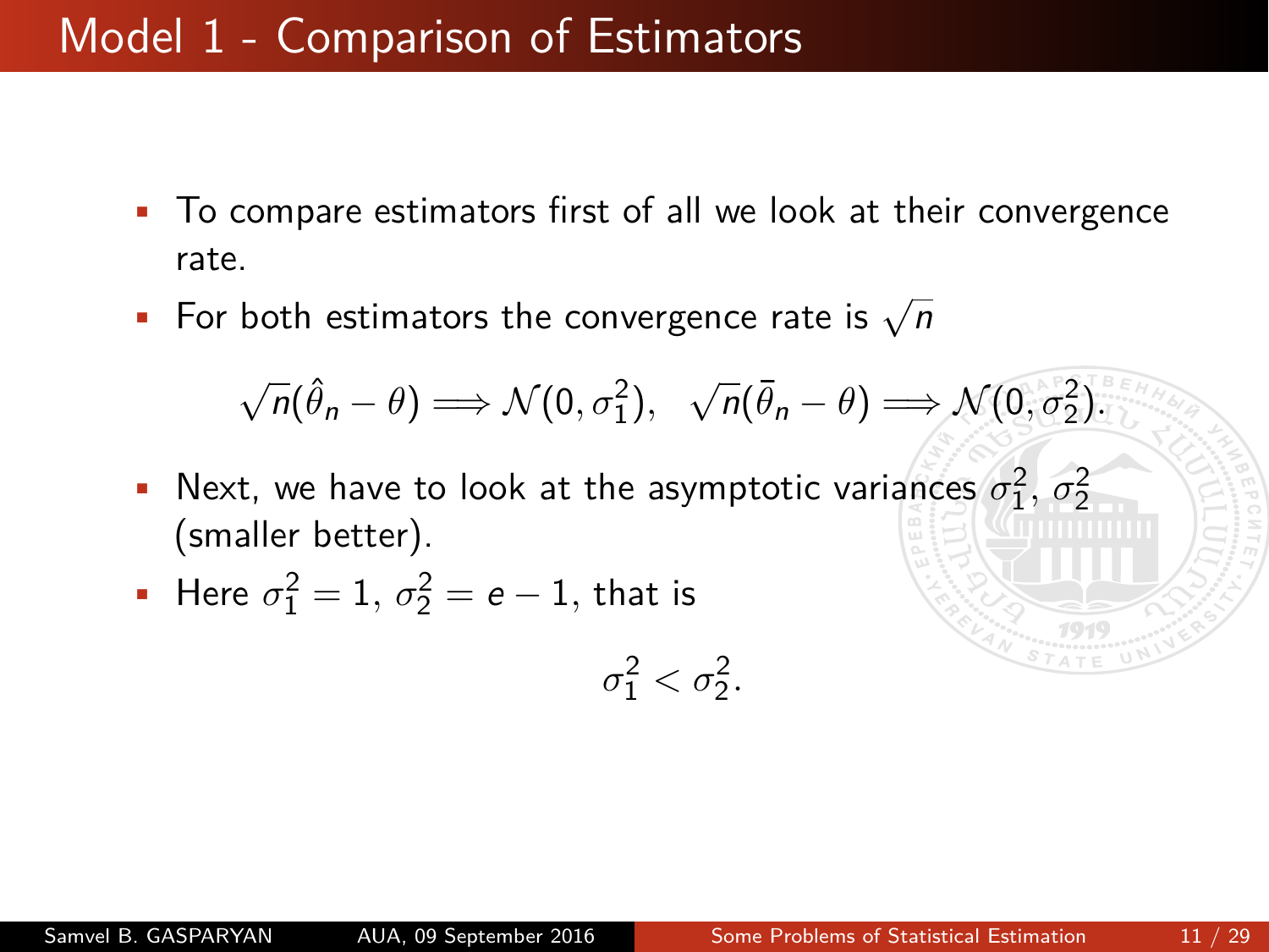# Model 1 - Comparison of Estimators

- To compare estimators first of all we look at their convergence rate.
- For both estimators the convergence rate is $\sqrt{n}$

$$\sqrt{n}(\hat{\theta}_n - \theta) \Longrightarrow \mathcal{N}(0, \sigma_1^2), \quad \sqrt{n}(\bar{\theta}_n - \theta) \Longrightarrow \mathcal{N}(0, \sigma_2^2).$$

- Next, we have to look at the asymptotic variances $\sigma_1^2$, $\sigma_2^2$ (smaller better).
- Here $\sigma_1^2 = 1$, $\sigma_2^2 = e - 1$, that is

$$\sigma_1^2 < \sigma_2^2.$$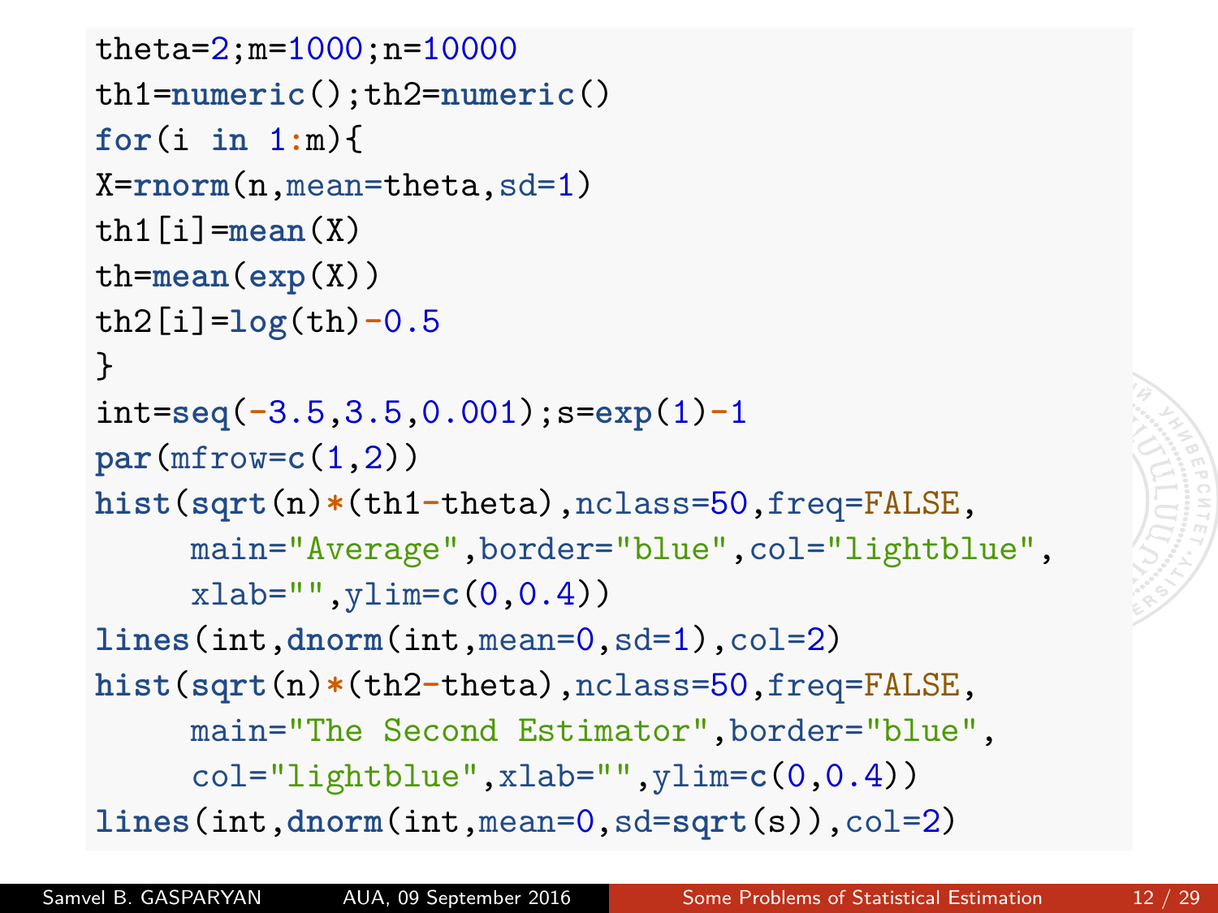```r
theta=2;m=1000;n=10000
th1=numeric();th2=numeric()
for(i in 1:m){
X=rnorm(n,mean=theta,sd=1)
th1[i]=mean(X)
th=mean(exp(X))
th2[i]=log(th)-0.5
}
int=seq(-3.5,3.5,0.001);s=exp(1)-1
par(mfrow=c(1,2))
hist(sqrt(n)*(th1-theta),nclass=50,freq=FALSE,
     main="Average",border="blue",col="lightblue",
     xlab="",ylim=c(0,0.4))
lines(int,dnorm(int,mean=0,sd=1),col=2)
hist(sqrt(n)*(th2-theta),nclass=50,freq=FALSE,
     main="The Second Estimator",border="blue",
     col="lightblue",xlab="",ylim=c(0,0.4))
lines(int,dnorm(int,mean=0,sd=sqrt(s)),col=2)
```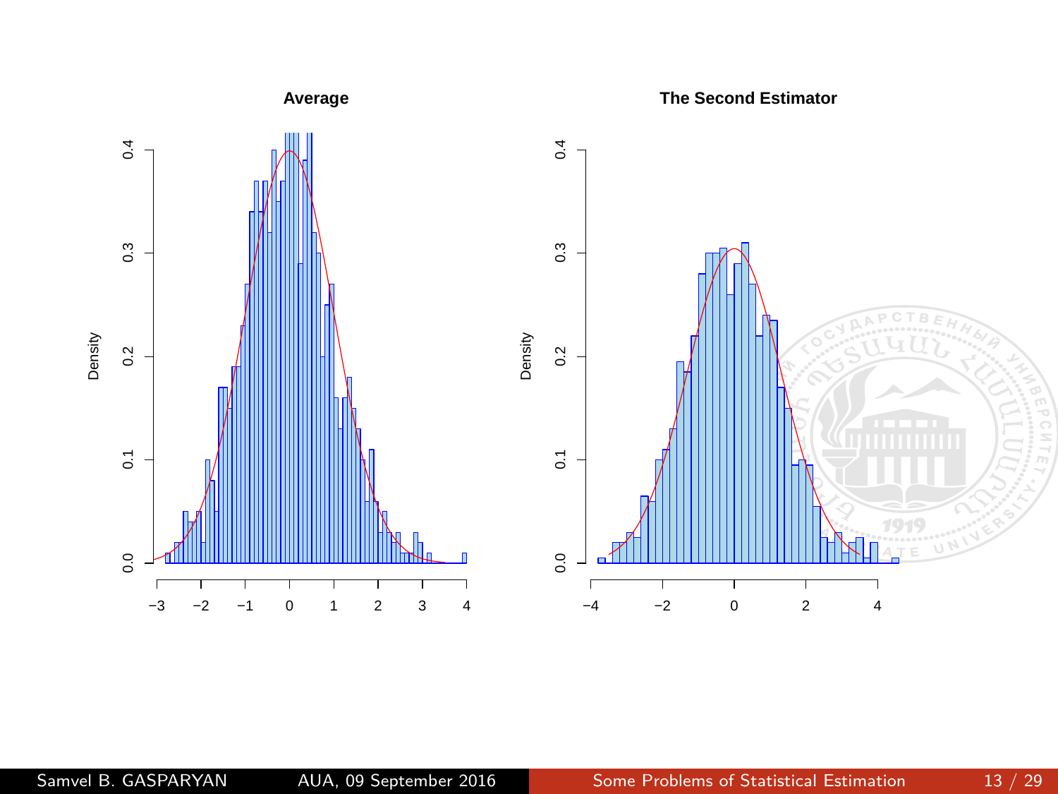Average

Density

0.0
0.1
0.2
0.3
0.4

−3
−2
−1
0
1
2
3
4

The Second Estimator

Density

0.0
0.1
0.2
0.3
0.4

−4
−2
0
2
4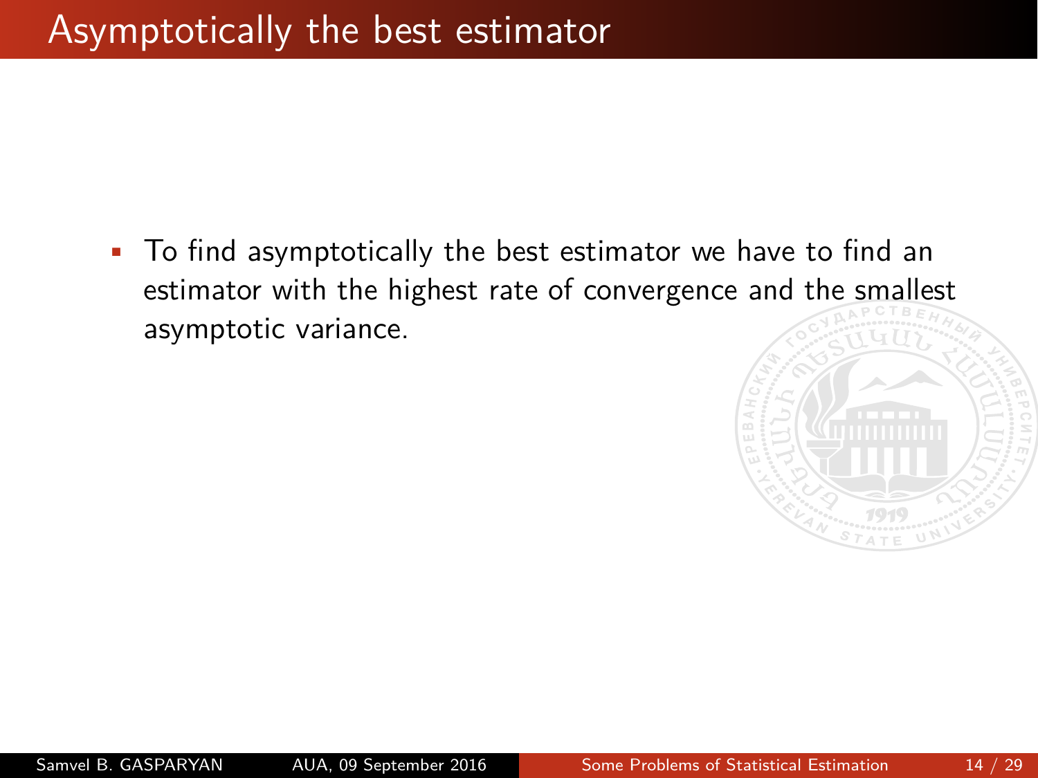# Asymptotically the best estimator

- To find asymptotically the best estimator we have to find an estimator with the highest rate of convergence and the smallest asymptotic variance.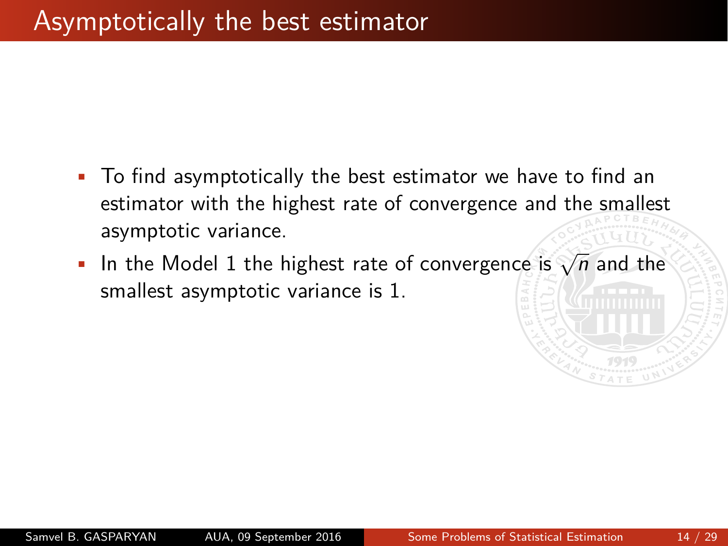# Asymptotically the best estimator

- To find asymptotically the best estimator we have to find an estimator with the highest rate of convergence and the smallest asymptotic variance.
- In the Model 1 the highest rate of convergence is $\sqrt{n}$ and the smallest asymptotic variance is 1.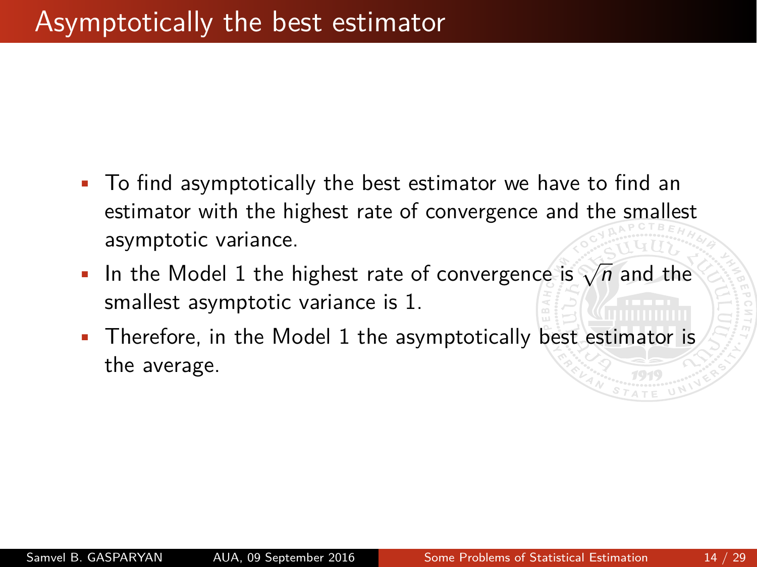# Asymptotically the best estimator

- To find asymptotically the best estimator we have to find an estimator with the highest rate of convergence and the smallest asymptotic variance.
- In the Model 1 the highest rate of convergence is $\sqrt{n}$ and the smallest asymptotic variance is 1.
- Therefore, in the Model 1 the asymptotically best estimator is the average.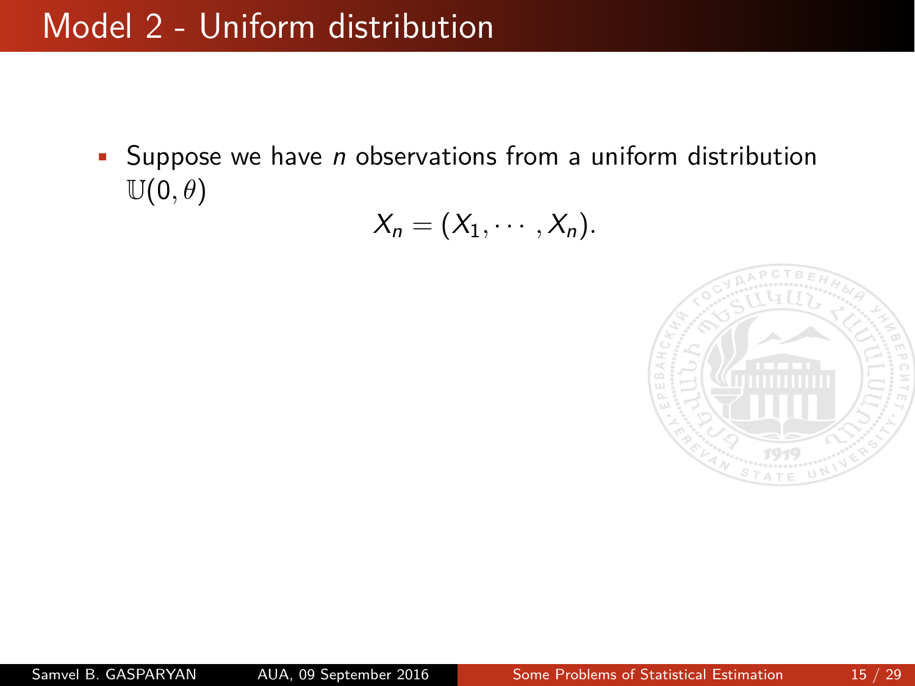# Model 2 - Uniform distribution

- Suppose we have $n$ observations from a uniform distribution $\mathbb{U}(0, \theta)$

$$X_n = (X_1, \cdots, X_n).$$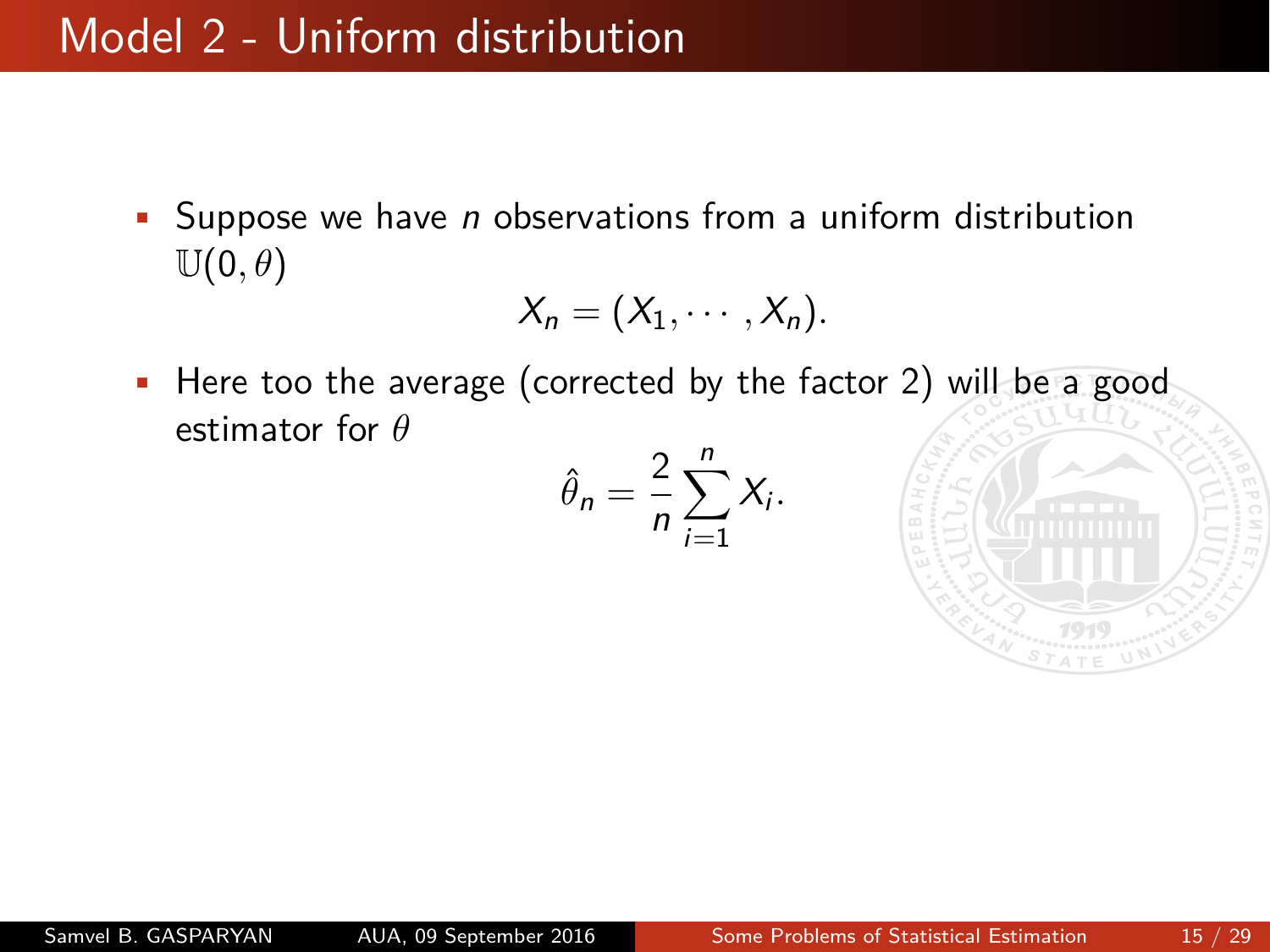# Model 2 - Uniform distribution

- Suppose we have $n$ observations from a uniform distribution $\mathbb{U}(0, \theta)$

$$X_n = (X_1, \cdots, X_n).$$

- Here too the average (corrected by the factor 2) will be a good estimator for $\theta$

$$\hat{\theta}_n = \frac{2}{n} \sum_{i=1}^{n} X_i.$$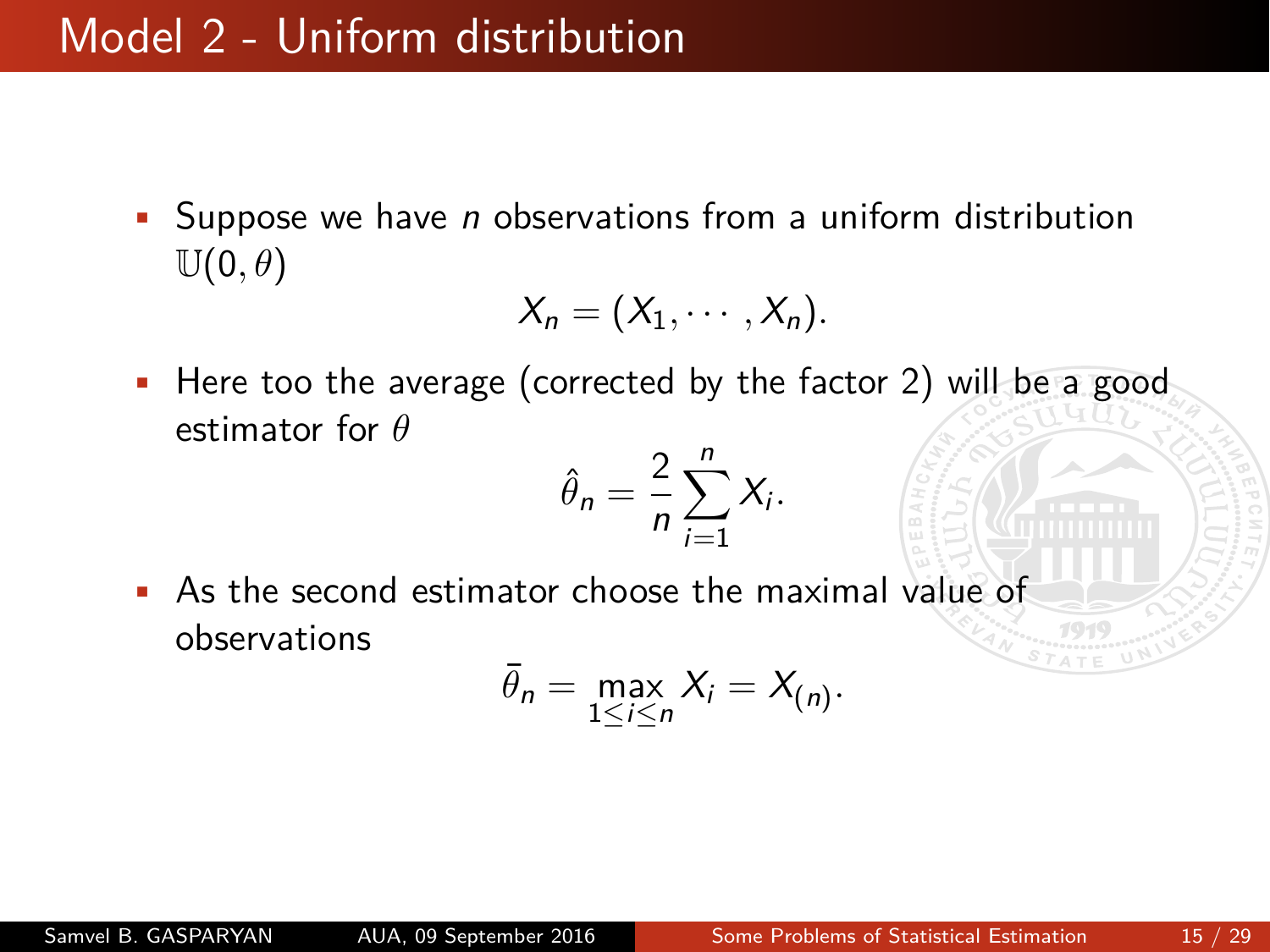# Model 2 - Uniform distribution

- Suppose we have $n$ observations from a uniform distribution $\mathbb{U}(0, \theta)$

$$X_n = (X_1, \cdots, X_n).$$

- Here too the average (corrected by the factor 2) will be a good estimator for $\theta$

$$\hat{\theta}_n = \frac{2}{n} \sum_{i=1}^{n} X_i.$$

- As the second estimator choose the maximal value of observations

$$\bar{\theta}_n = \max_{1 \leq i \leq n} X_i = X_{(n)}.$$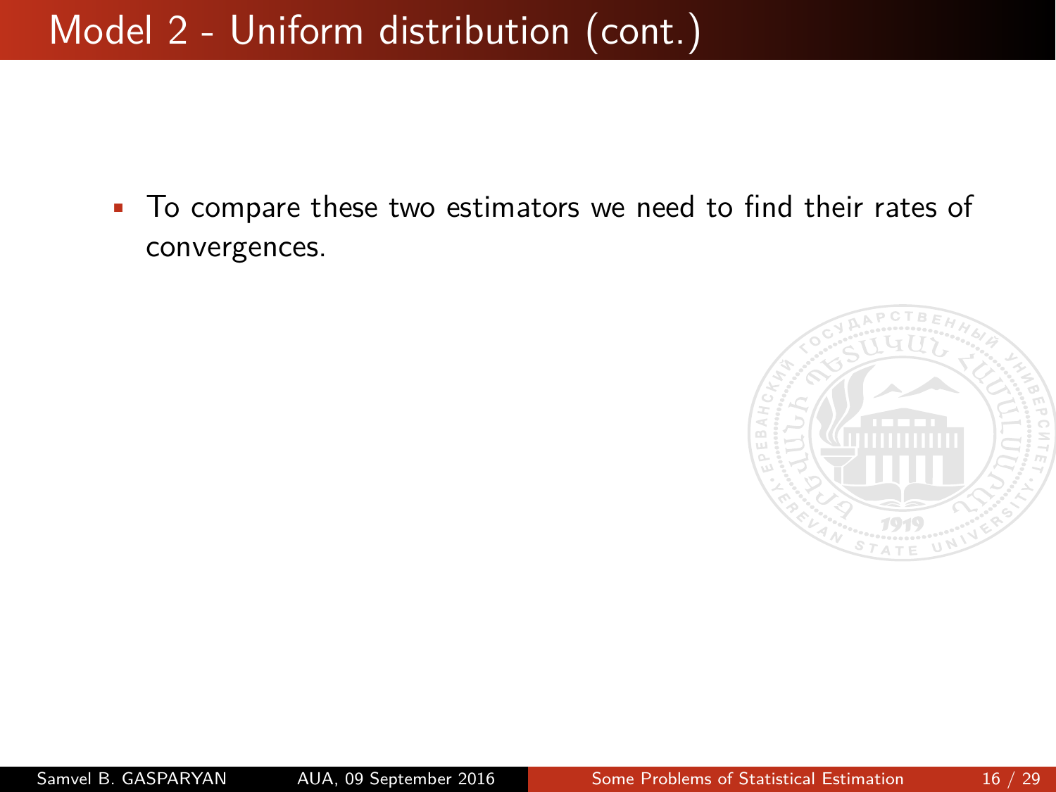# Model 2 - Uniform distribution (cont.)

- To compare these two estimators we need to find their rates of convergences.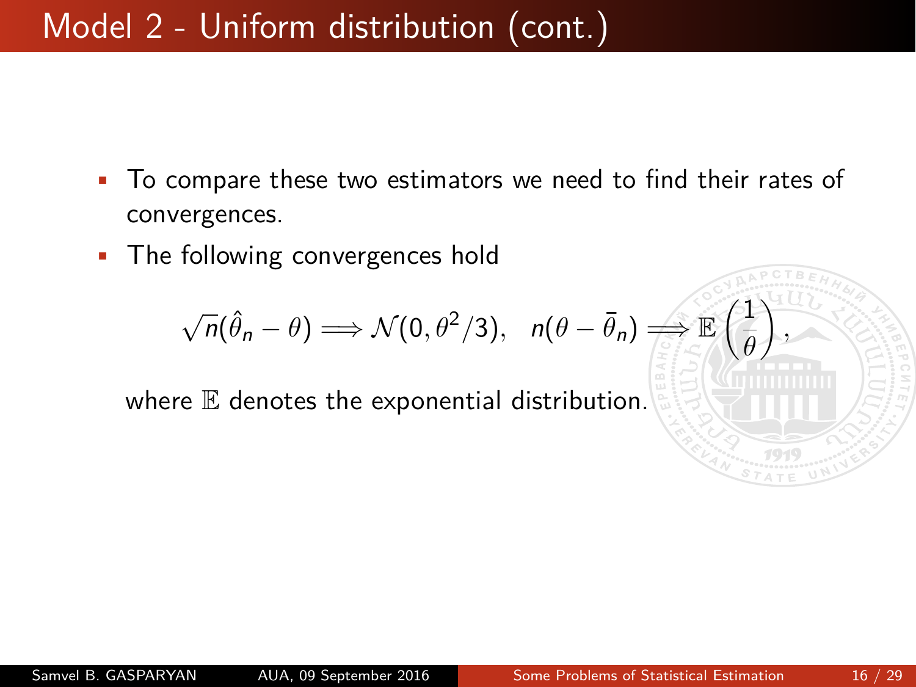# Model 2 - Uniform distribution (cont.)

- To compare these two estimators we need to find their rates of convergences.
- The following convergences hold

$$\sqrt{n}(\hat{\theta}_n - \theta) \Longrightarrow \mathcal{N}(0, \theta^2/3), \quad n(\theta - \bar{\theta}_n) \Longrightarrow \mathbb{E}\left(\frac{1}{\theta}\right),$$

where $\mathbb{E}$ denotes the exponential distribution.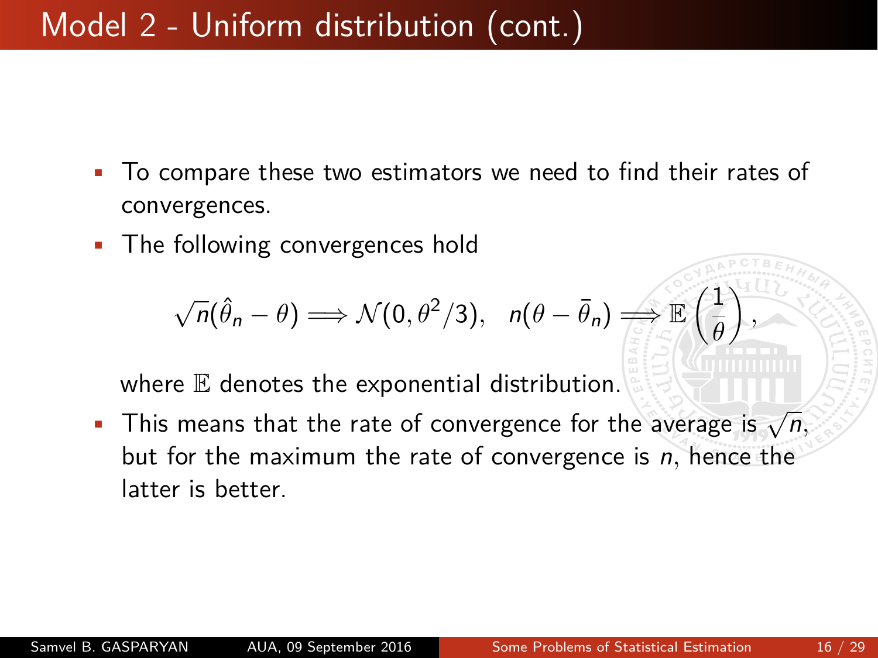# Model 2 - Uniform distribution (cont.)

- To compare these two estimators we need to find their rates of convergences.
- The following convergences hold

$$\sqrt{n}(\hat{\theta}_n - \theta) \Longrightarrow \mathcal{N}(0, \theta^2/3), \quad n(\theta - \bar{\theta}_n) \Longrightarrow \mathbb{E}\left(\frac{1}{\theta}\right),$$

  where $\mathbb{E}$ denotes the exponential distribution.
- This means that the rate of convergence for the average is $\sqrt{n}$, but for the maximum the rate of convergence is $n$, hence the latter is better.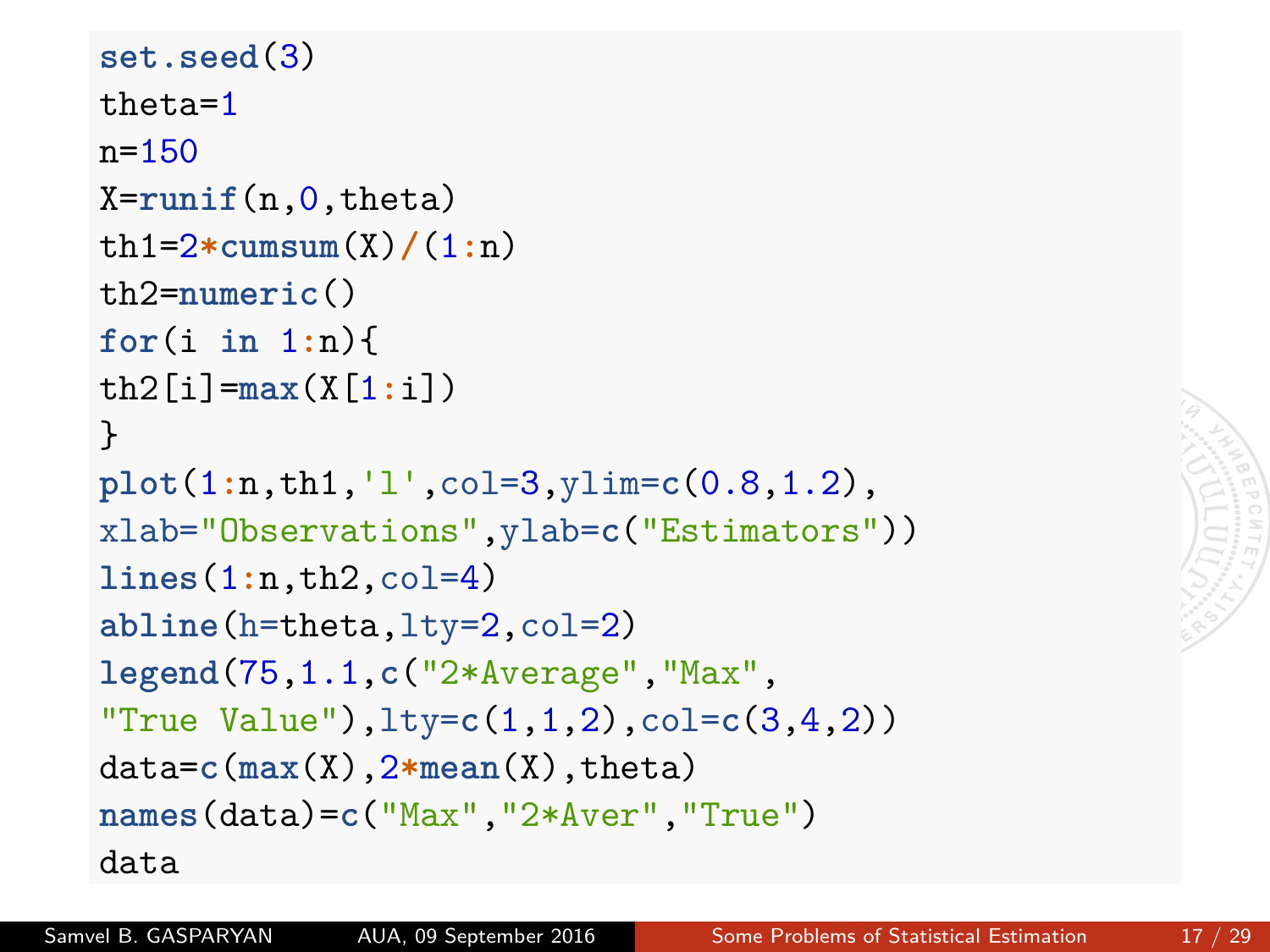```r
set.seed(3)
theta=1
n=150
X=runif(n,0,theta)
th1=2*cumsum(X)/(1:n)
th2=numeric()
for(i in 1:n){
th2[i]=max(X[1:i])
}
plot(1:n,th1,'l',col=3,ylim=c(0.8,1.2),
xlab="Observations",ylab=c("Estimators"))
lines(1:n,th2,col=4)
abline(h=theta,lty=2,col=2)
legend(75,1.1,c("2*Average","Max",
"True Value"),lty=c(1,1,2),col=c(3,4,2))
data=c(max(X),2*mean(X),theta)
names(data)=c("Max","2*Aver","True")
data
```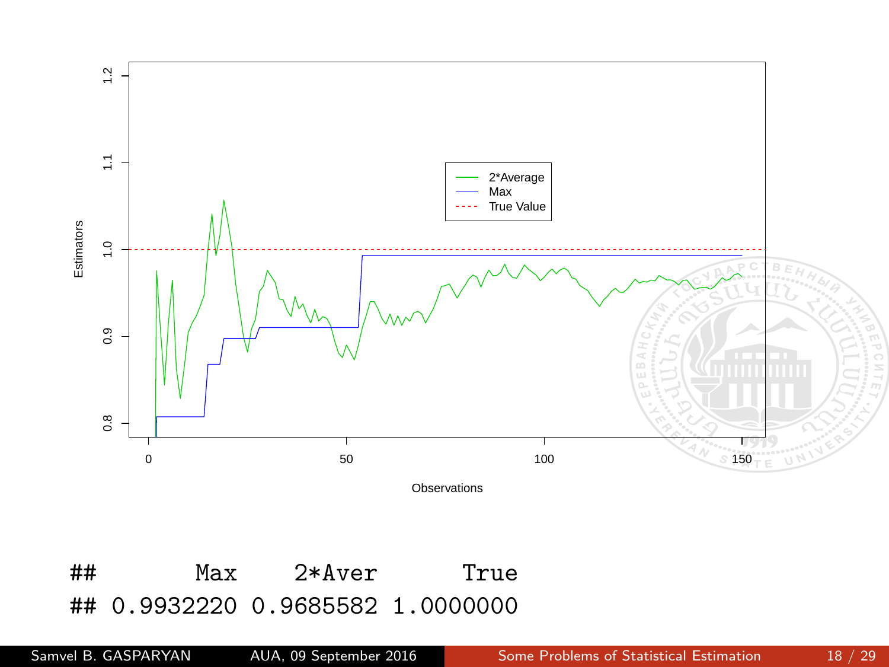2*Average
Max
True Value

Estimators

1.2
1.1
1.0
0.9
0.8

0
50
100
150

Observations

```
##       Max    2*Aver      True
## 0.9932220 0.9685582 1.0000000
```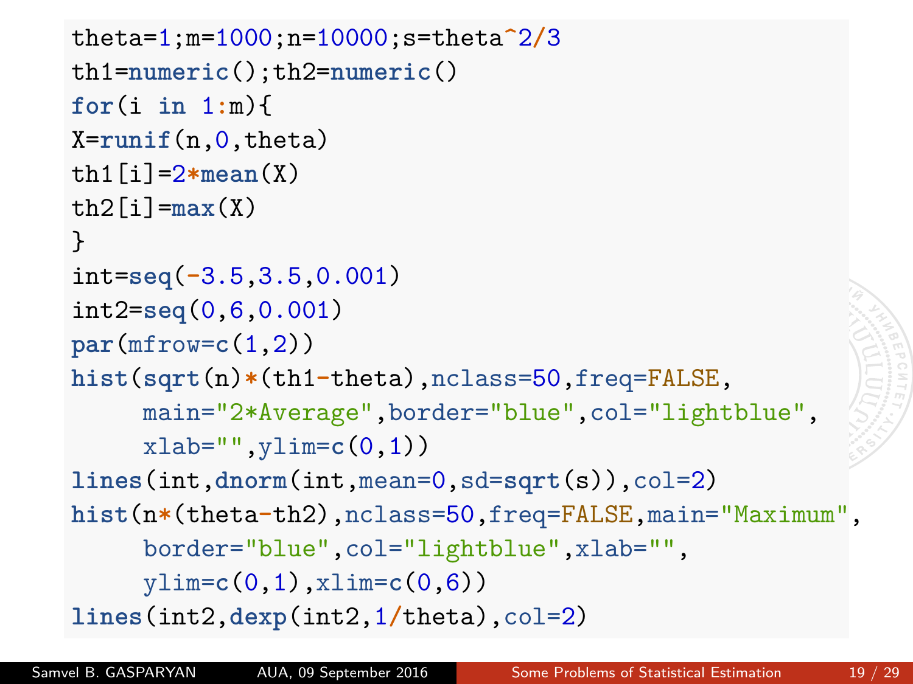```r
theta=1;m=1000;n=10000;s=theta^2/3
th1=numeric();th2=numeric()
for(i in 1:m){
X=runif(n,0,theta)
th1[i]=2*mean(X)
th2[i]=max(X)
}
int=seq(-3.5,3.5,0.001)
int2=seq(0,6,0.001)
par(mfrow=c(1,2))
hist(sqrt(n)*(th1-theta),nclass=50,freq=FALSE,
     main="2*Average",border="blue",col="lightblue",
     xlab="",ylim=c(0,1))
lines(int,dnorm(int,mean=0,sd=sqrt(s)),col=2)
hist(n*(theta-th2),nclass=50,freq=FALSE,main="Maximum",
     border="blue",col="lightblue",xlab="",
     ylim=c(0,1),xlim=c(0,6))
lines(int2,dexp(int2,1/theta),col=2)
```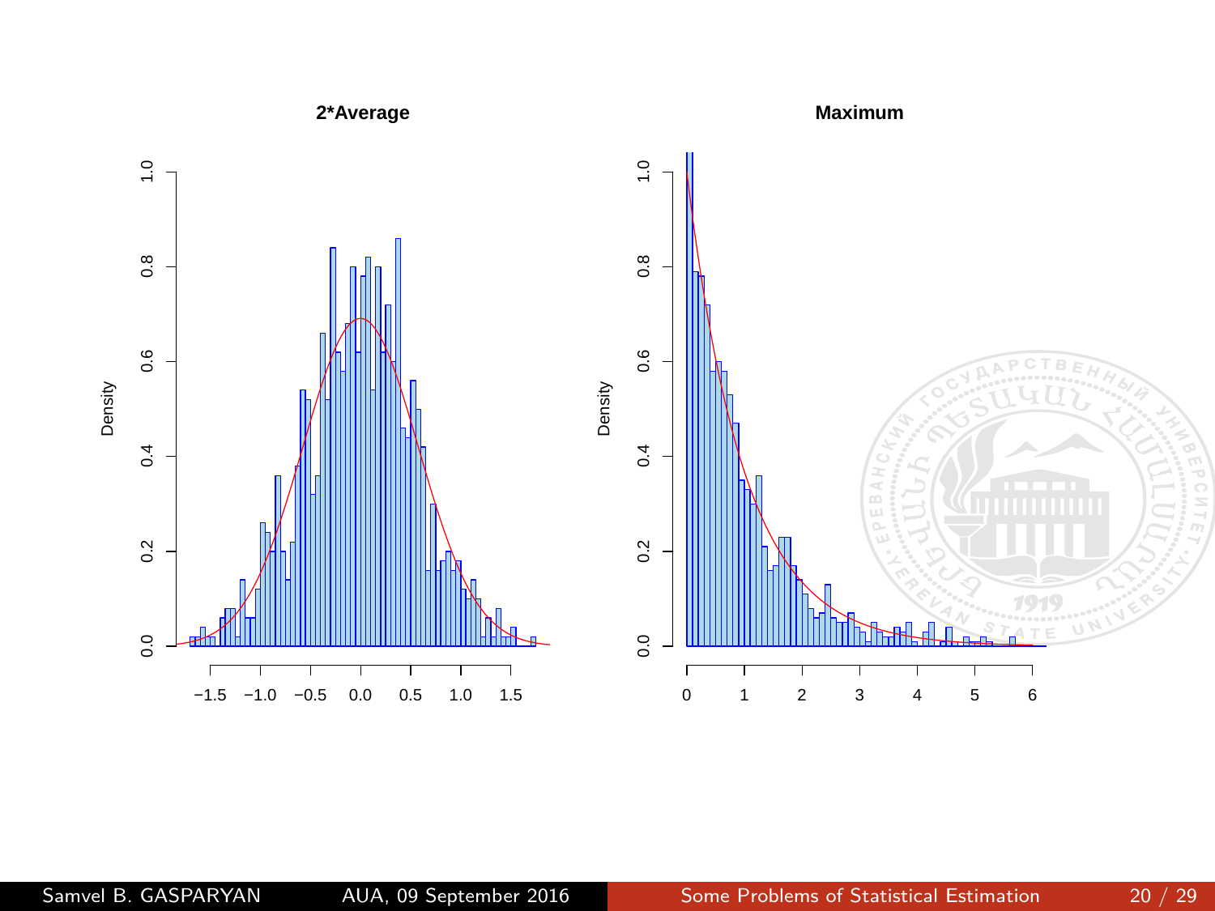2*Average

Density

1.0
0.8
0.6
0.4
0.2
0.0

−1.5 −1.0 −0.5 0.0 0.5 1.0 1.5

Maximum

Density

1.0
0.8
0.6
0.4
0.2
0.0

0 1 2 3 4 5 6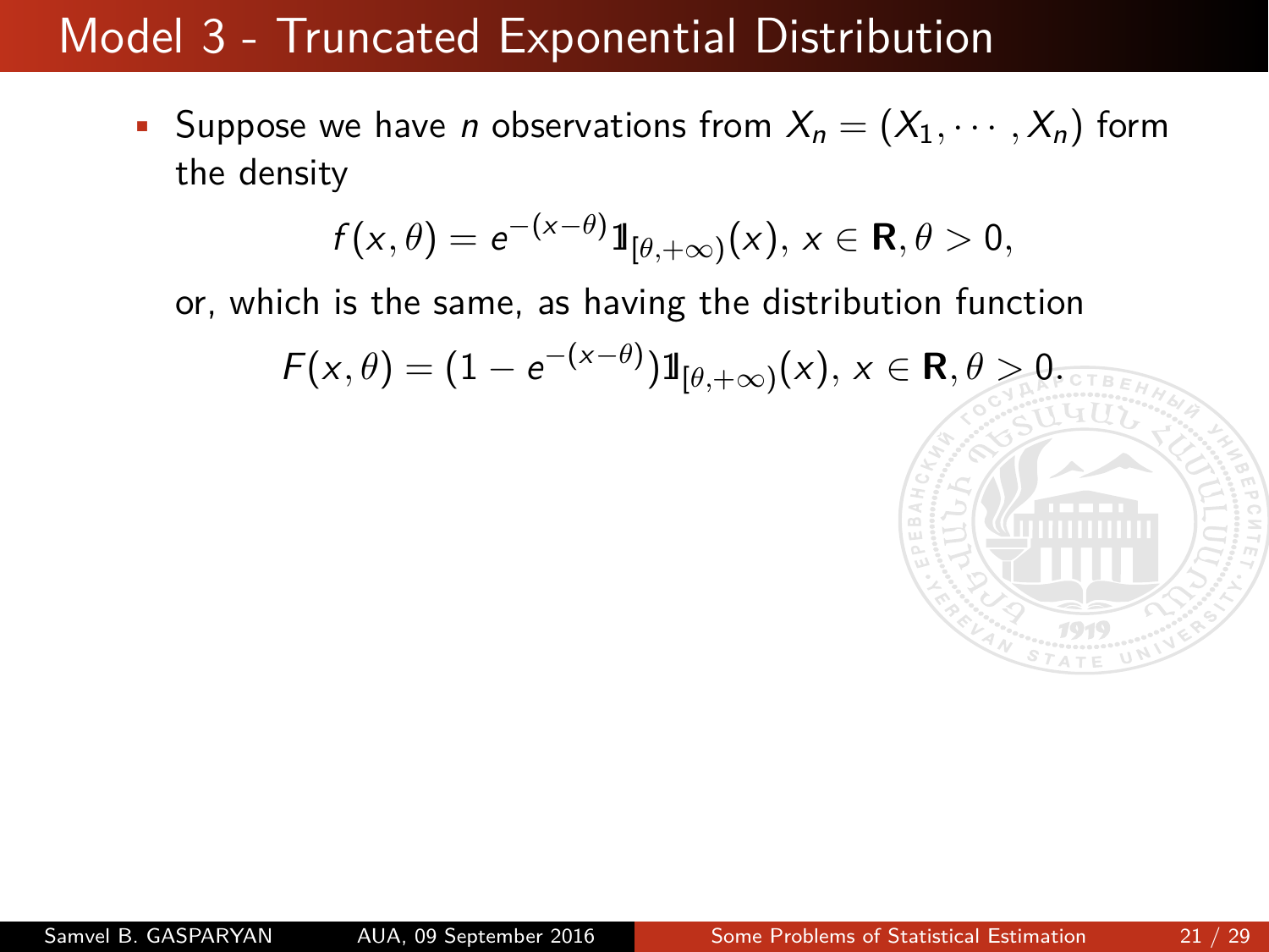# Model 3 - Truncated Exponential Distribution

- Suppose we have $n$ observations from $X_n = (X_1, \cdots, X_n)$ form the density

$$f(x, \theta) = e^{-(x-\theta)} \mathbb{1}_{[\theta,+\infty)}(x),\ x \in \mathbf{R}, \theta > 0,$$

or, which is the same, as having the distribution function

$$F(x, \theta) = (1 - e^{-(x-\theta)}) \mathbb{1}_{[\theta,+\infty)}(x),\ x \in \mathbf{R}, \theta > 0.$$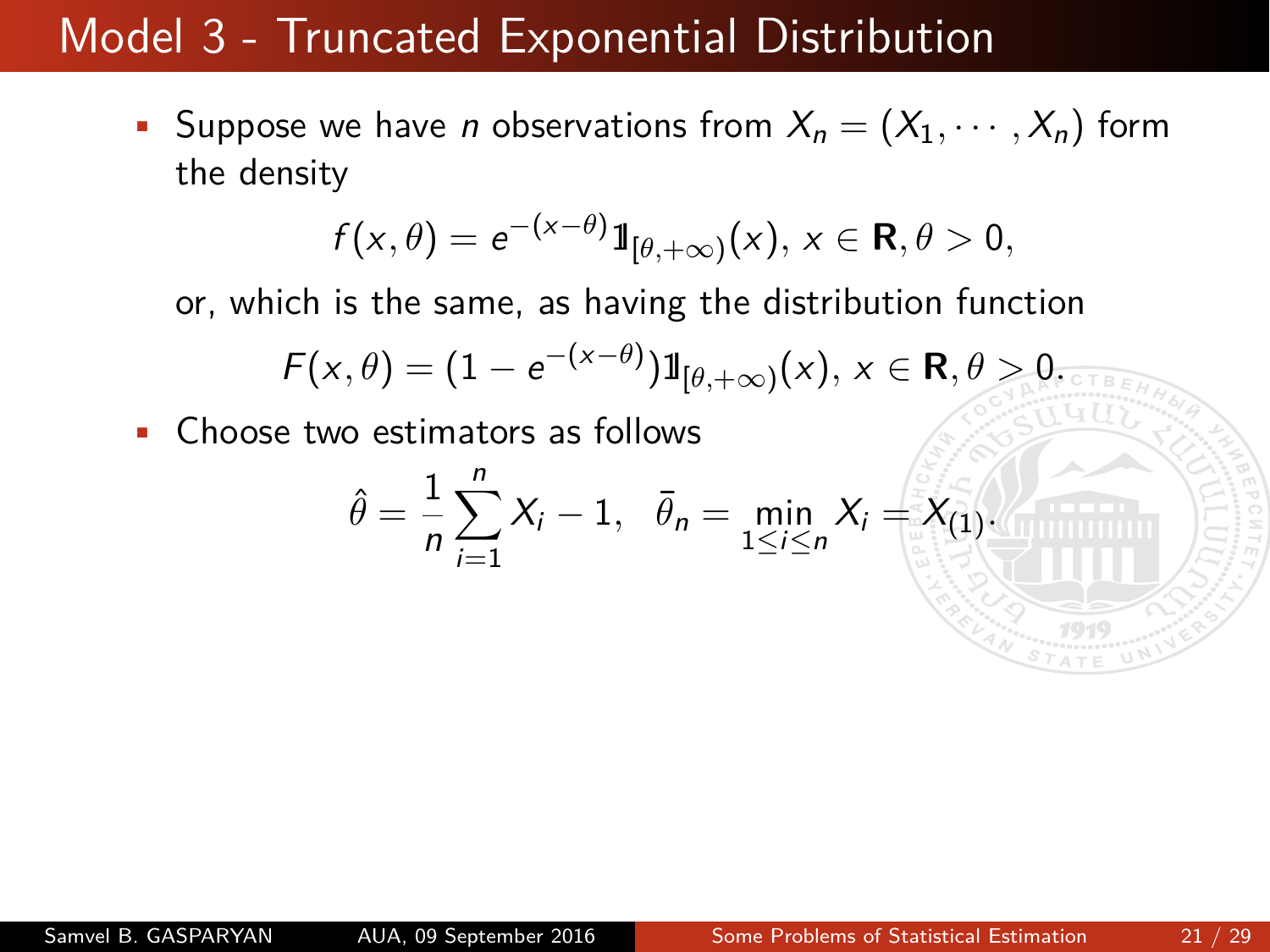# Model 3 - Truncated Exponential Distribution

- Suppose we have $n$ observations from $X_n = (X_1, \cdots, X_n)$ form the density

$$f(x, \theta) = e^{-(x-\theta)} \mathbb{1}_{[\theta, +\infty)}(x),\ x \in \mathbf{R}, \theta > 0,$$

or, which is the same, as having the distribution function

$$F(x, \theta) = (1 - e^{-(x-\theta)}) \mathbb{1}_{[\theta, +\infty)}(x),\ x \in \mathbf{R}, \theta > 0.$$

- Choose two estimators as follows

$$\hat{\theta} = \frac{1}{n} \sum_{i=1}^{n} X_i - 1, \quad \bar{\theta}_n = \min_{1 \leq i \leq n} X_i = X_{(1)}.$$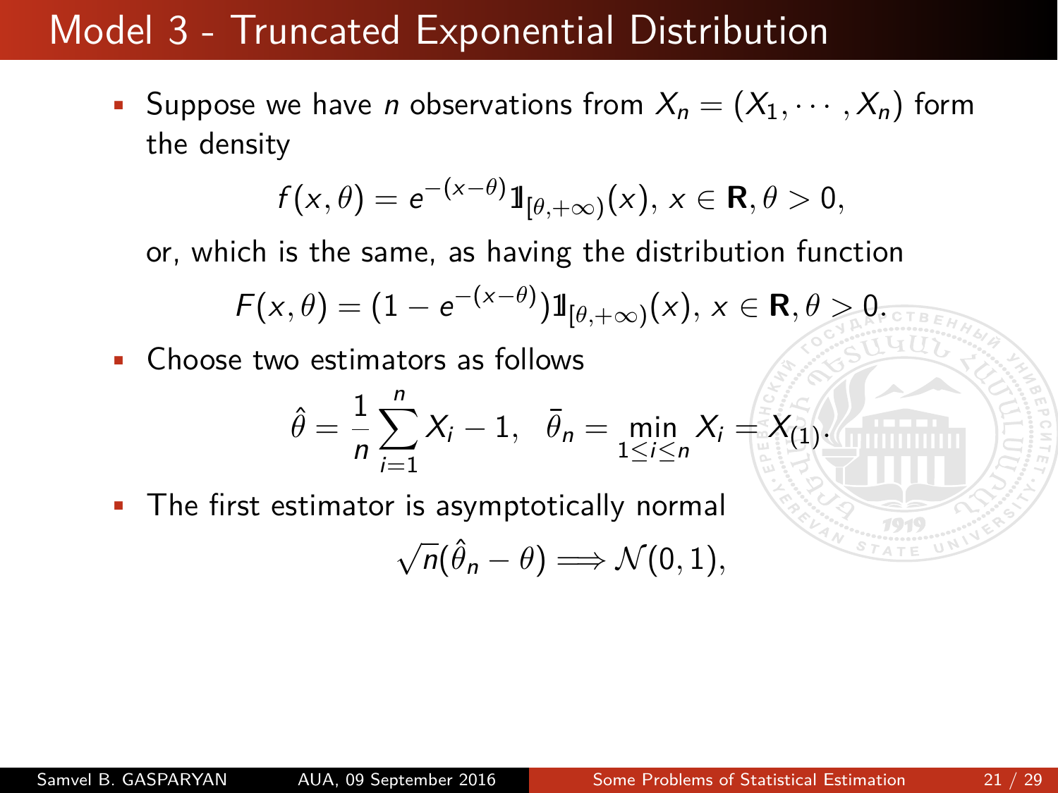# Model 3 - Truncated Exponential Distribution

- Suppose we have $n$ observations from $X_n = (X_1, \cdots, X_n)$ form the density

$$f(x, \theta) = e^{-(x-\theta)} \mathbb{1}_{[\theta, +\infty)}(x),\ x \in \mathbf{R}, \theta > 0,$$

or, which is the same, as having the distribution function

$$F(x, \theta) = (1 - e^{-(x-\theta)}) \mathbb{1}_{[\theta, +\infty)}(x),\ x \in \mathbf{R}, \theta > 0.$$

- Choose two estimators as follows

$$\hat{\theta} = \frac{1}{n} \sum_{i=1}^{n} X_i - 1, \quad \bar{\theta}_n = \min_{1 \le i \le n} X_i = X_{(1)}.$$

- The first estimator is asymptotically normal

$$\sqrt{n}(\hat{\theta}_n - \theta) \Longrightarrow \mathcal{N}(0, 1),$$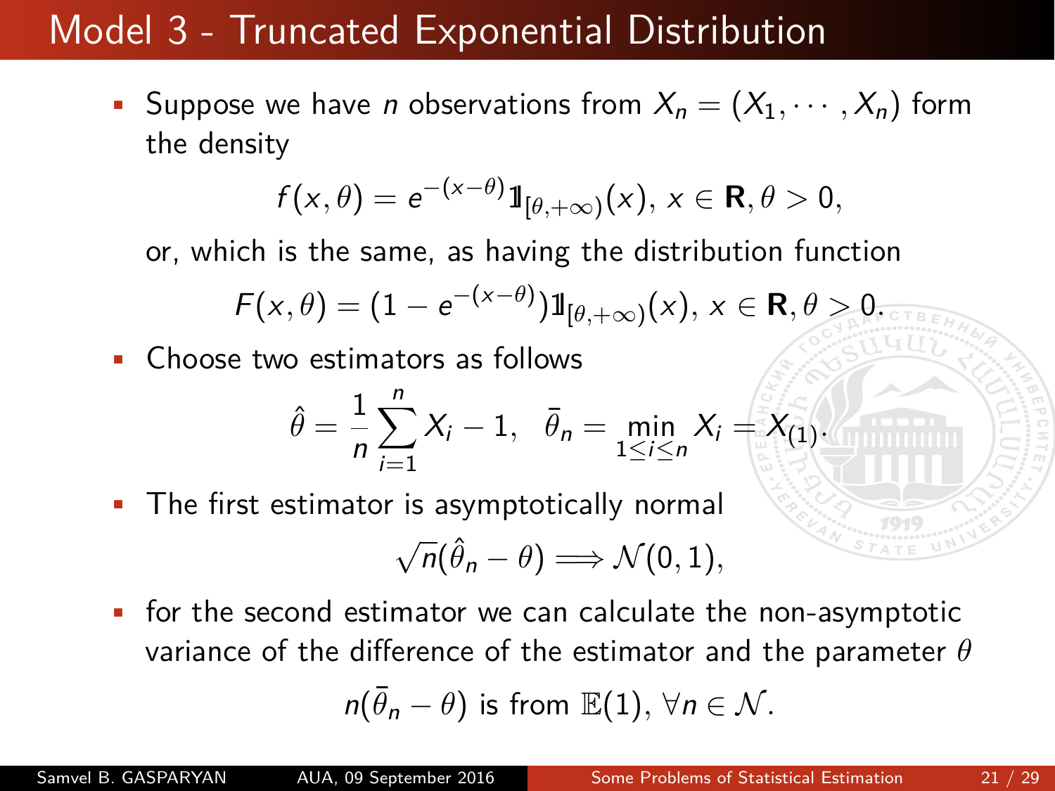# Model 3 - Truncated Exponential Distribution

- Suppose we have $n$ observations from $X_n = (X_1, \cdots, X_n)$ form the density

$$f(x, \theta) = e^{-(x-\theta)} \mathbb{1}_{[\theta, +\infty)}(x), \; x \in \mathbf{R}, \theta > 0,$$

or, which is the same, as having the distribution function

$$F(x, \theta) = (1 - e^{-(x-\theta)}) \mathbb{1}_{[\theta, +\infty)}(x), \; x \in \mathbf{R}, \theta > 0.$$

- Choose two estimators as follows

$$\hat{\theta} = \frac{1}{n} \sum_{i=1}^{n} X_i - 1, \quad \bar{\theta}_n = \min_{1 \leq i \leq n} X_i = X_{(1)}.$$

- The first estimator is asymptotically normal

$$\sqrt{n}(\hat{\theta}_n - \theta) \Longrightarrow \mathcal{N}(0, 1),$$

- for the second estimator we can calculate the non-asymptotic variance of the difference of the estimator and the parameter $\theta$

$$n(\bar{\theta}_n - \theta) \text{ is from } \mathbb{E}(1), \; \forall n \in \mathcal{N}.$$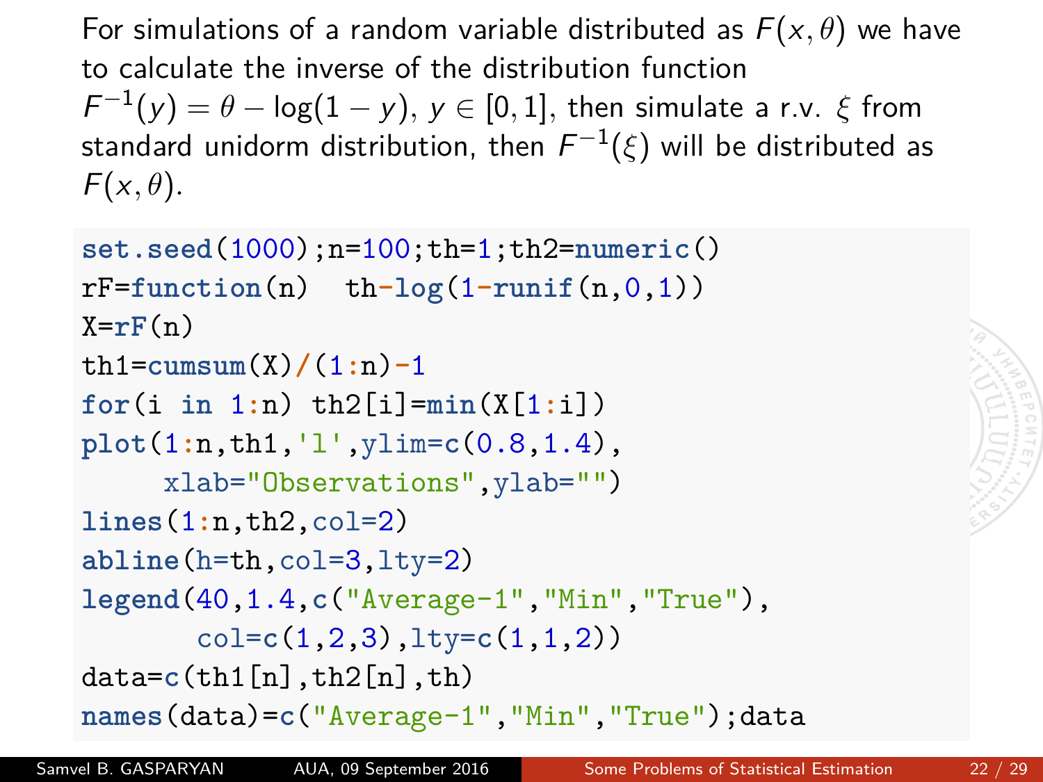For simulations of a random variable distributed as $F(x, \theta)$ we have to calculate the inverse of the distribution function $F^{-1}(y) = \theta - \log(1 - y)$, $y \in [0, 1]$, then simulate a r.v. $\xi$ from standard unidorm distribution, then $F^{-1}(\xi)$ will be distributed as $F(x, \theta)$.

```
set.seed(1000);n=100;th=1;th2=numeric()
rF=function(n)  th-log(1-runif(n,0,1))
X=rF(n)
th1=cumsum(X)/(1:n)-1
for(i in 1:n) th2[i]=min(X[1:i])
plot(1:n,th1,'l',ylim=c(0.8,1.4),
     xlab="Observations",ylab="")
lines(1:n,th2,col=2)
abline(h=th,col=3,lty=2)
legend(40,1.4,c("Average-1","Min","True"),
       col=c(1,2,3),lty=c(1,1,2))
data=c(th1[n],th2[n],th)
names(data)=c("Average-1","Min","True");data
```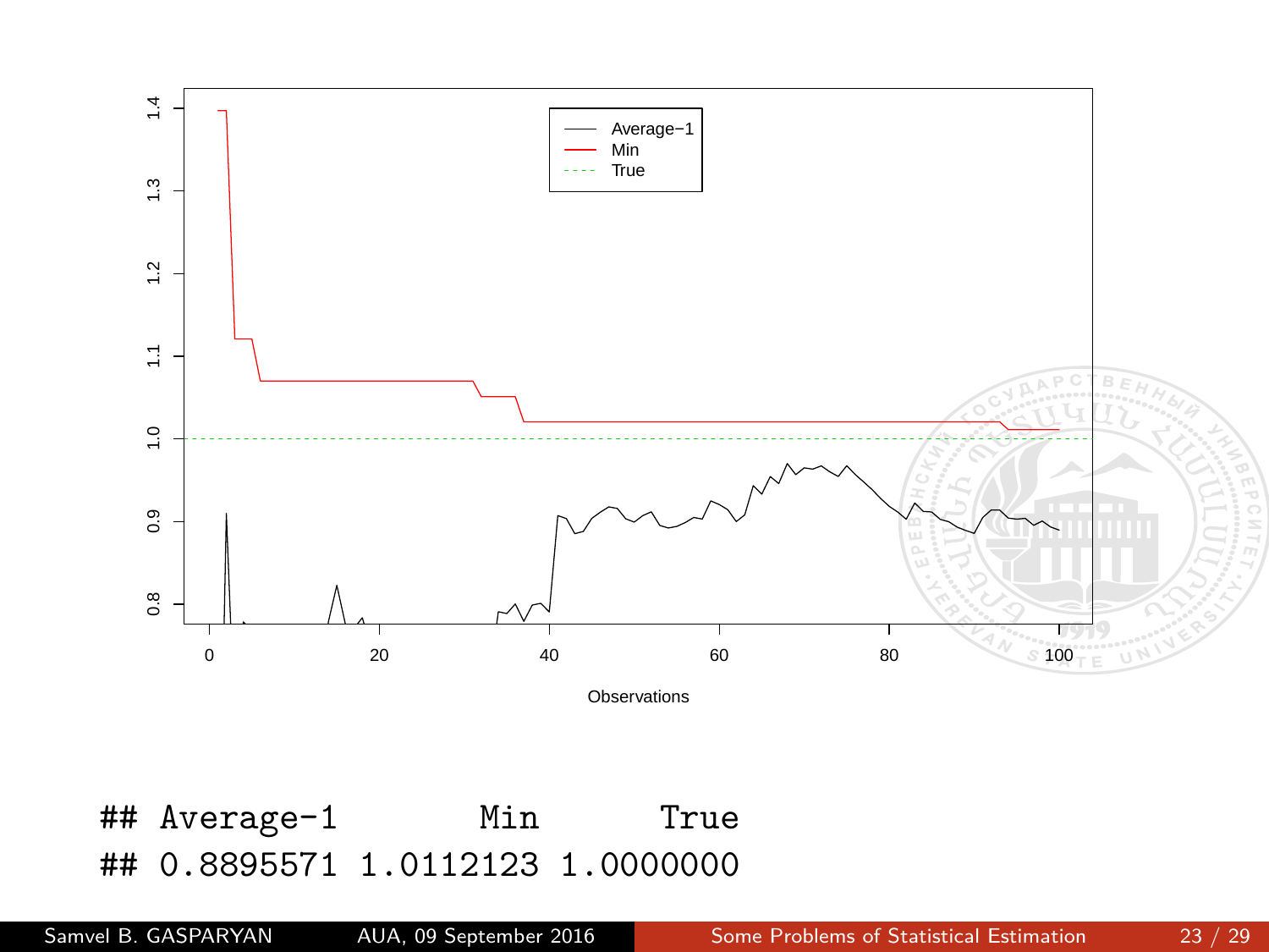```
## Average-1       Min      True
## 0.8895571 1.0112123 1.0000000
```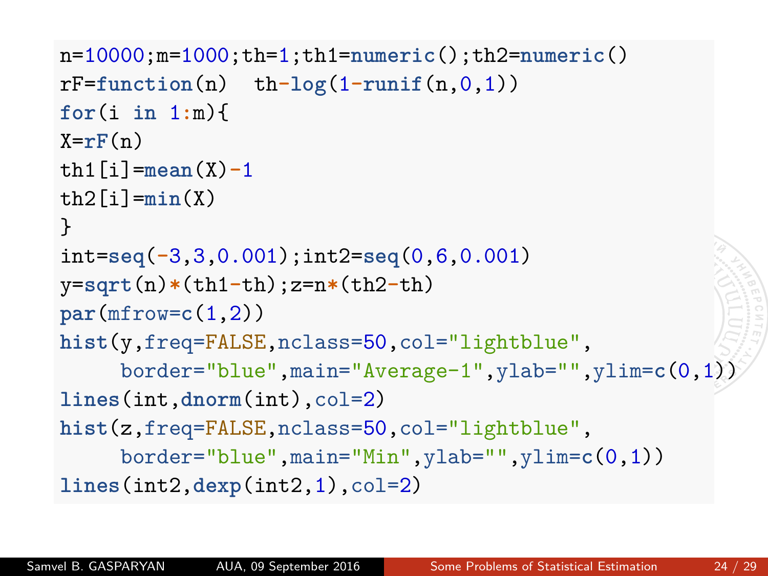```
n=10000;m=1000;th=1;th1=numeric();th2=numeric()
rF=function(n)  th-log(1-runif(n,0,1))
for(i in 1:m){
X=rF(n)
th1[i]=mean(X)-1
th2[i]=min(X)
}
int=seq(-3,3,0.001);int2=seq(0,6,0.001)
y=sqrt(n)*(th1-th);z=n*(th2-th)
par(mfrow=c(1,2))
hist(y,freq=FALSE,nclass=50,col="lightblue",
     border="blue",main="Average-1",ylab="",ylim=c(0,1))
lines(int,dnorm(int),col=2)
hist(z,freq=FALSE,nclass=50,col="lightblue",
     border="blue",main="Min",ylab="",ylim=c(0,1))
lines(int2,dexp(int2,1),col=2)
```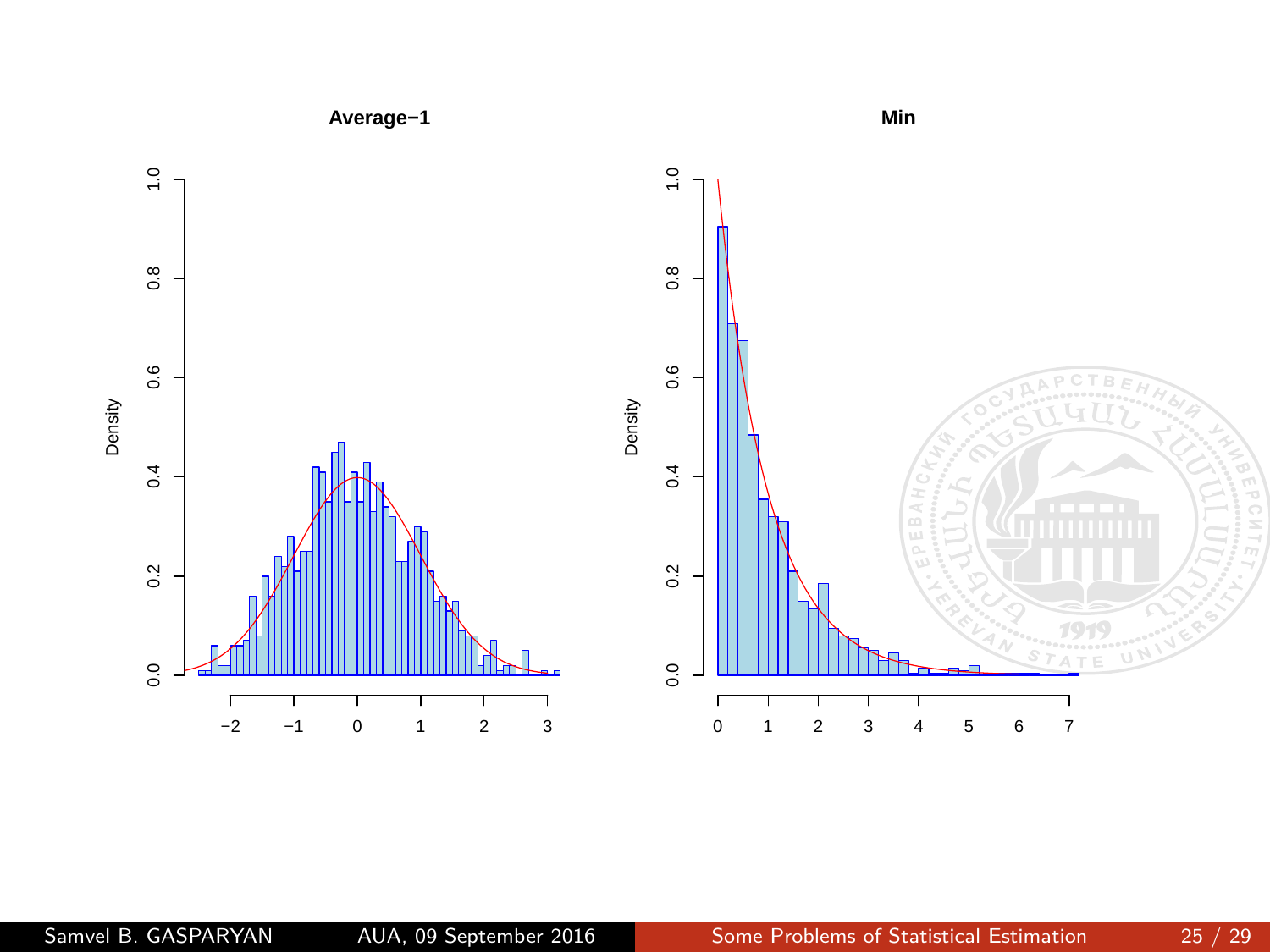Average−1

1.0
0.8
0.6
0.4
0.2
0.0

Density

−2 −1 0 1 2 3

Min

1.0
0.8
0.6
0.4
0.2
0.0

Density

0 1 2 3 4 5 6 7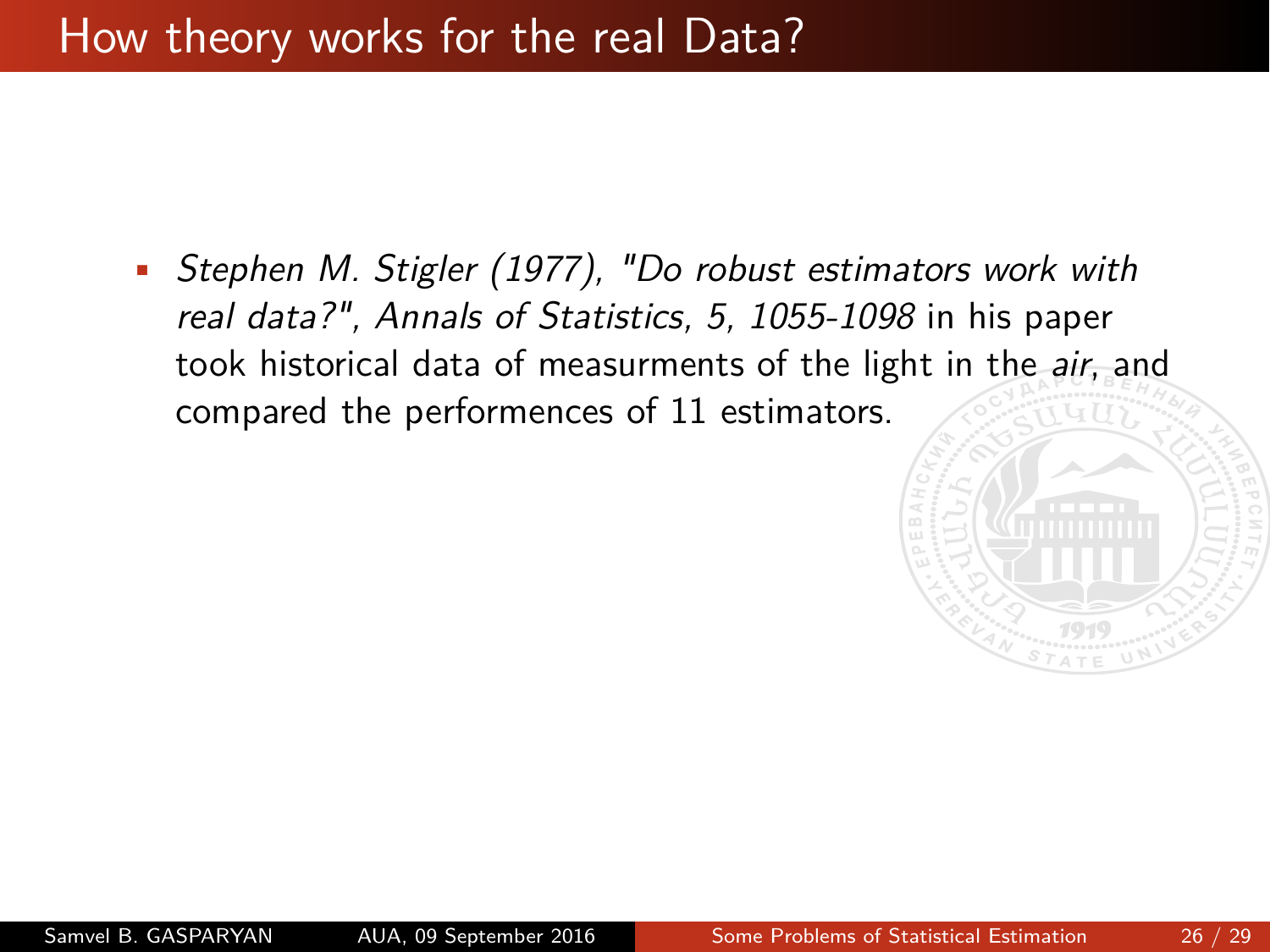# How theory works for the real Data?

- *Stephen M. Stigler (1977), "Do robust estimators work with real data?", Annals of Statistics, 5, 1055-1098* in his paper took historical data of measurments of the light in the *air*, and compared the performences of 11 estimators.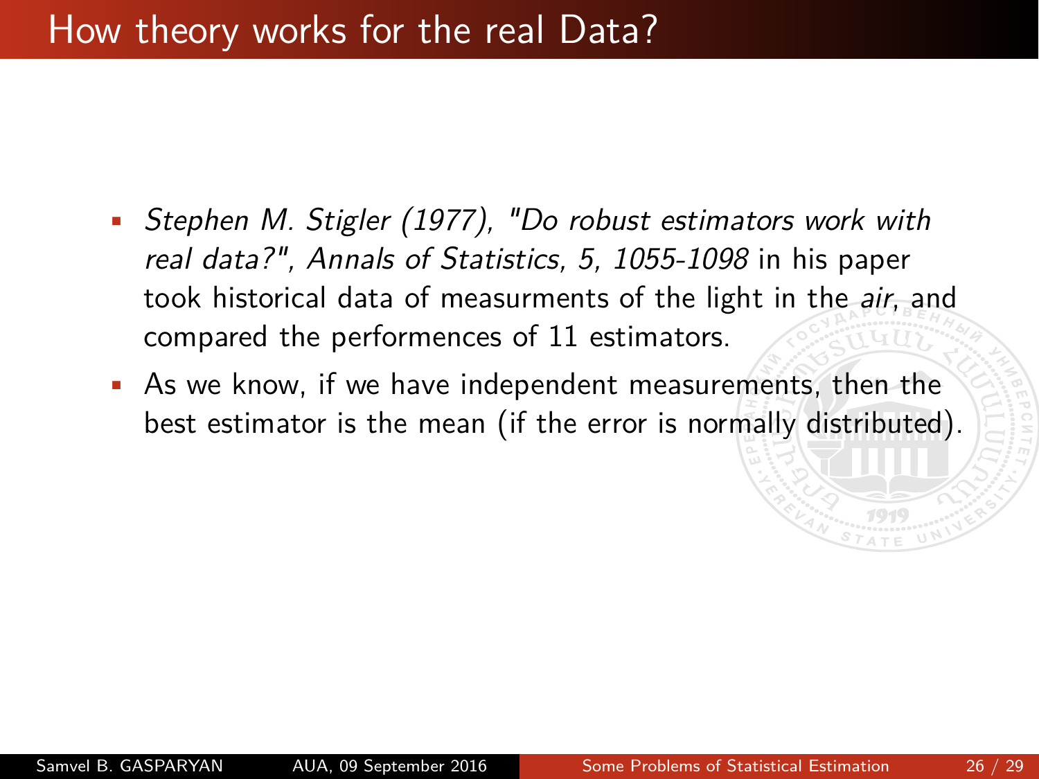# How theory works for the real Data?

- *Stephen M. Stigler (1977), "Do robust estimators work with real data?", Annals of Statistics, 5, 1055-1098* in his paper took historical data of measurments of the light in the *air*, and compared the performences of 11 estimators.
- As we know, if we have independent measurements, then the best estimator is the mean (if the error is normally distributed).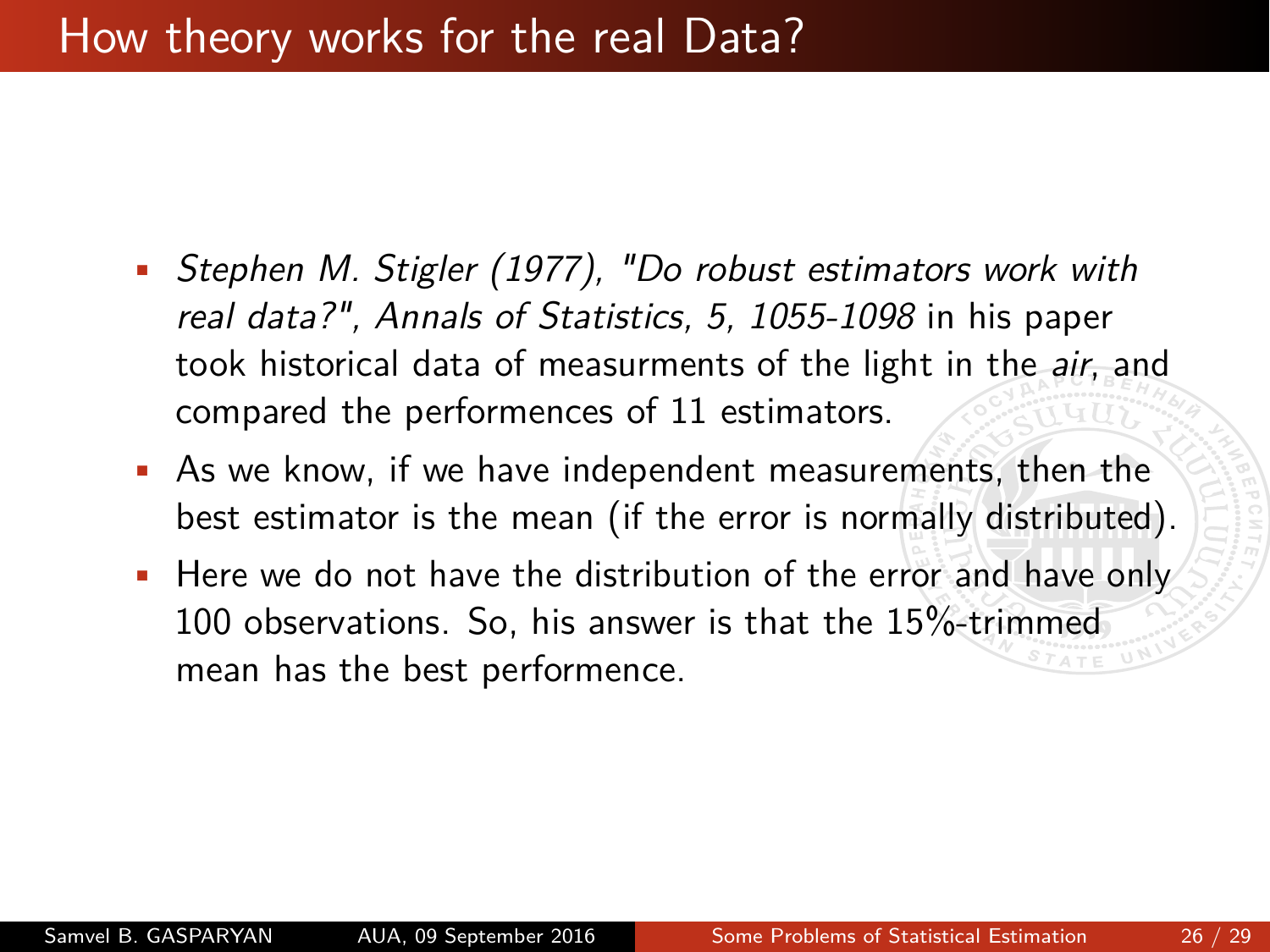# How theory works for the real Data?

- *Stephen M. Stigler (1977), "Do robust estimators work with real data?", Annals of Statistics, 5, 1055-1098* in his paper took historical data of measurments of the light in the *air*, and compared the performences of 11 estimators.
- As we know, if we have independent measurements, then the best estimator is the mean (if the error is normally distributed).
- Here we do not have the distribution of the error and have only 100 observations. So, his answer is that the 15%-trimmed mean has the best performence.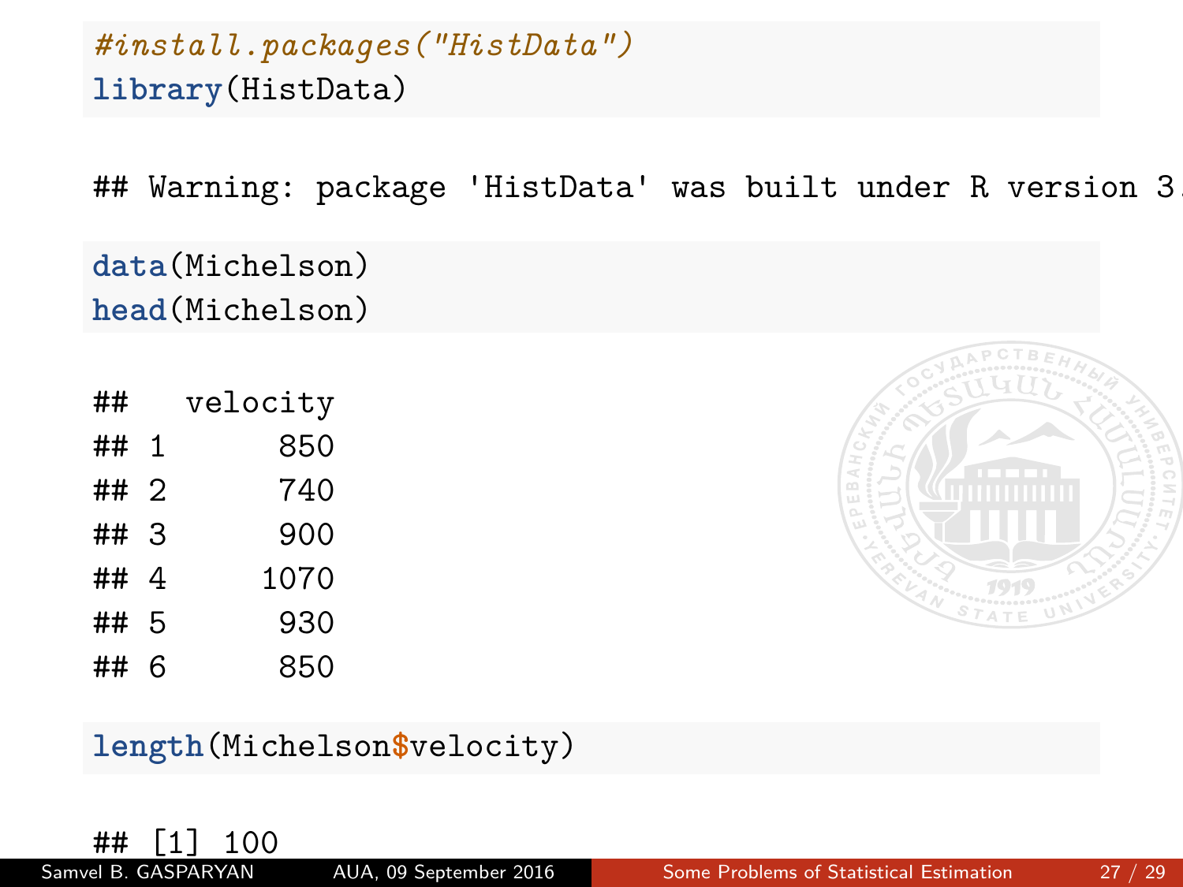```r
#install.packages("HistData")
library(HistData)
```

```
## Warning: package 'HistData' was built under R version 3.
```

```r
data(Michelson)
head(Michelson)
```

```
##   velocity
## 1      850
## 2      740
## 3      900
## 4     1070
## 5      930
## 6      850
```

```r
length(Michelson$velocity)
```

```
## [1] 100
```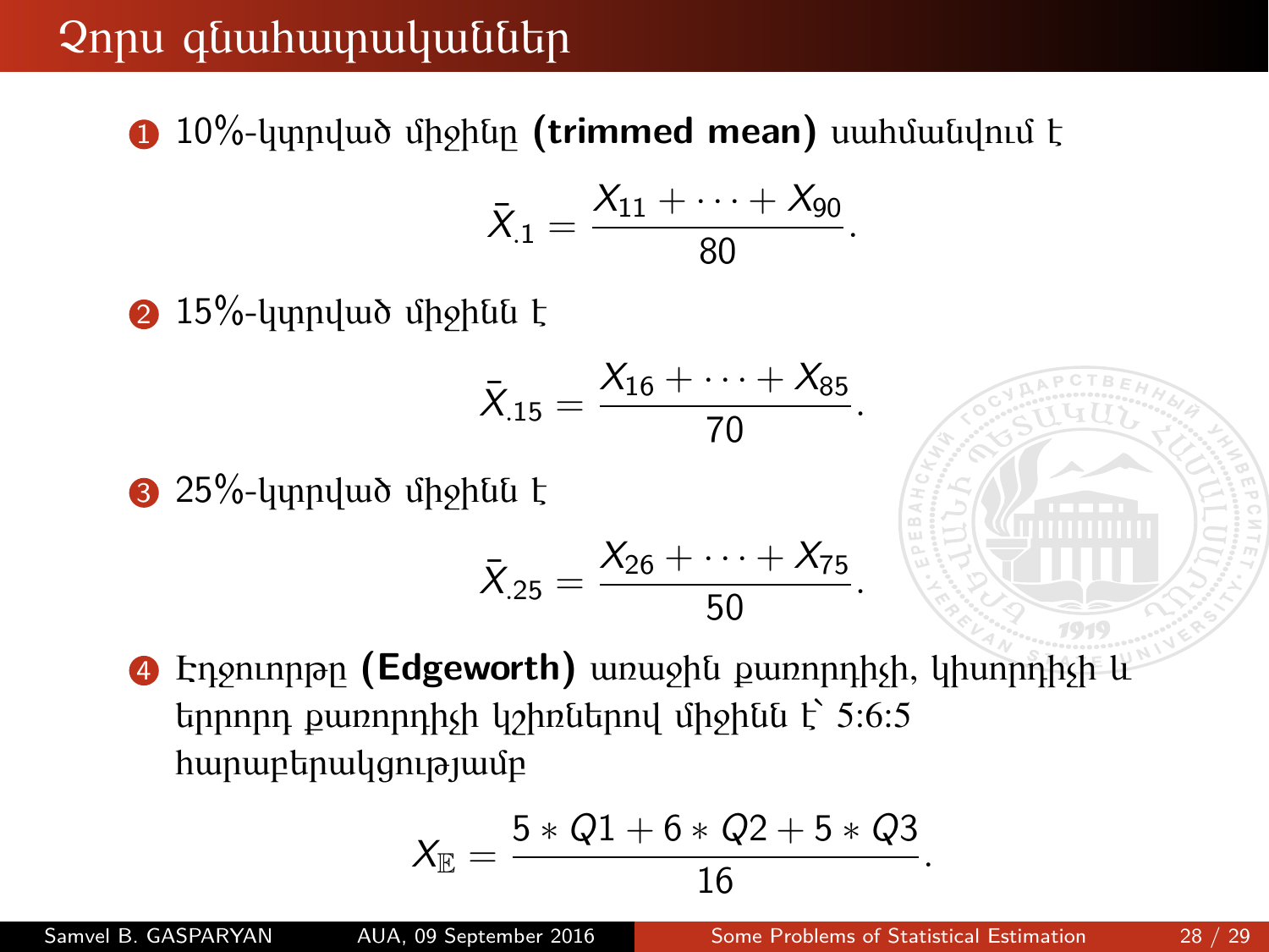# Չորս գնահատականներ

1. 10%-կտրված միջինը **(trimmed mean)** սահմանվում է

$$\bar{X}_{.1} = \frac{X_{11} + \cdots + X_{90}}{80}.$$

2. 15%-կտրված միջինն է

$$\bar{X}_{.15} = \frac{X_{16} + \cdots + X_{85}}{70}.$$

3. 25%-կտրված միջինն է

$$\bar{X}_{.25} = \frac{X_{26} + \cdots + X_{75}}{50}.$$

4. Էդջուորթը **(Edgeworth)** առաջին քառորդիչի, կիսորդիչի և երրորդ քառորդիչի կշիռներով միջինն է՝ 5:6:5 հարաբերակցությամբ

$$X_{\mathbb{E}} = \frac{5 * Q1 + 6 * Q2 + 5 * Q3}{16}.$$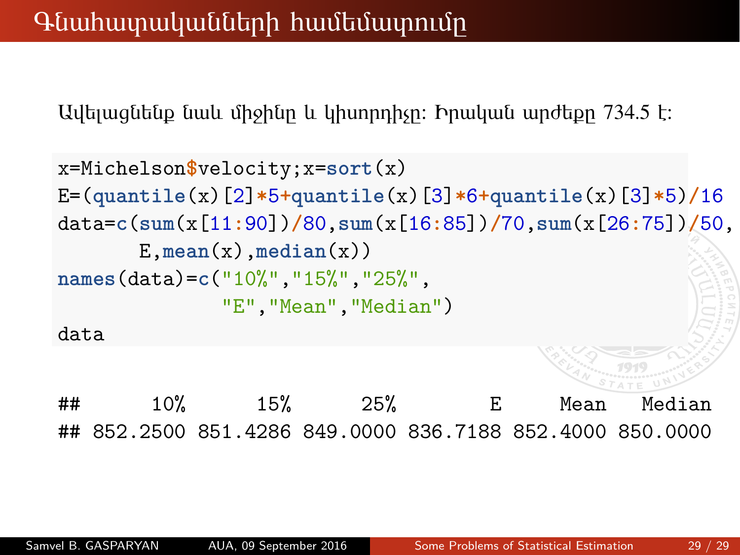## Գնահատականների համեմատումը

Ավելացնենք նաև միջինը և կիսորդիչը: Իրական արժեքը 734.5 է:

```
x=Michelson$velocity;x=sort(x)
E=(quantile(x)[2]*5+quantile(x)[3]*6+quantile(x)[3]*5)/16
data=c(sum(x[11:90])/80,sum(x[16:85])/70,sum(x[26:75])/50,
       E,mean(x),median(x))
names(data)=c("10%","15%","25%",
              "E","Mean","Median")
data
```

```
##       10%      15%      25%        E     Mean   Median
## 852.2500 851.4286 849.0000 836.7188 852.4000 850.0000
```